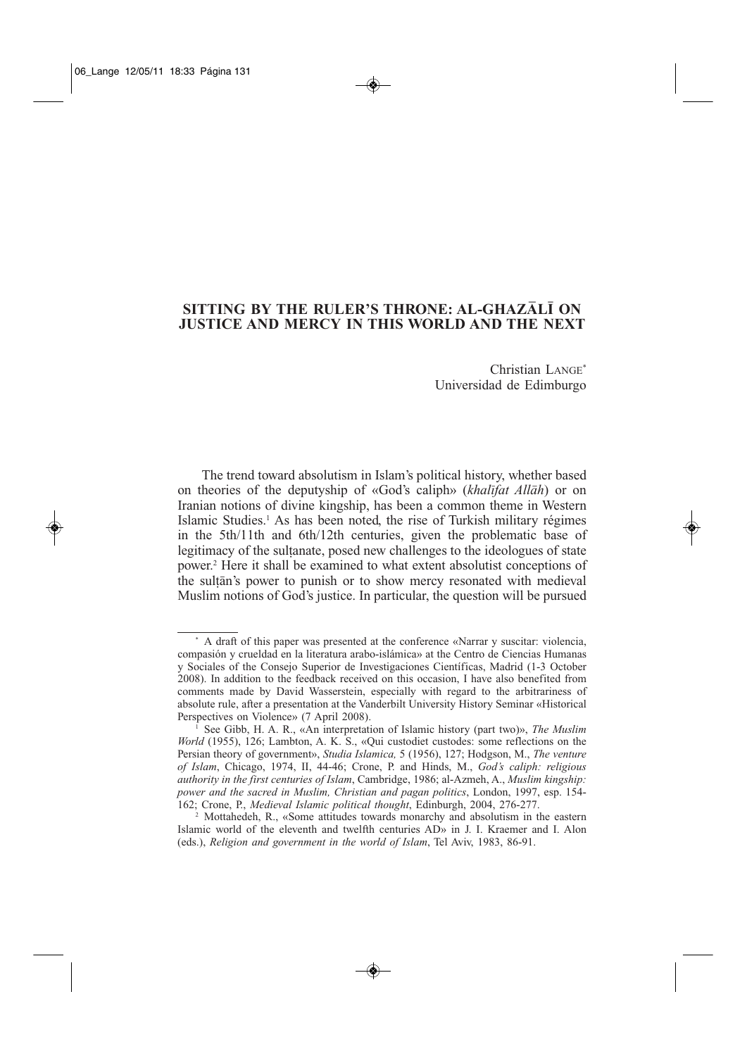# SITTING BY THE RULER'S THRONE: AL-GHAZĀLĪ ON JUSTICE AND MERCY IN THIS WORLD AND THE NEXT

Christian LANGE*
Universidad de Edimburgo

The trend toward absolutism in Islam's political history, whether based on theories of the deputyship of «God's caliph» (*khalīfat Allāh*) or on Iranian notions of divine kingship, has been a common theme in Western Islamic Studies.[1] As has been noted, the rise of Turkish military régimes in the 5th/11th and 6th/12th centuries, given the problematic base of legitimacy of the sulṭanate, posed new challenges to the ideologues of state power.[2] Here it shall be examined to what extent absolutist conceptions of the sulṭān's power to punish or to show mercy resonated with medieval Muslim notions of God's justice. In particular, the question will be pursued

---

\* A draft of this paper was presented at the conference «Narrar y suscitar: violencia, compasión y crueldad en la literatura arabo-islámica» at the Centro de Ciencias Humanas y Sociales of the Consejo Superior de Investigaciones Científicas, Madrid (1-3 October 2008). In addition to the feedback received on this occasion, I have also benefited from comments made by David Wasserstein, especially with regard to the arbitrariness of absolute rule, after a presentation at the Vanderbilt University History Seminar «Historical Perspectives on Violence» (7 April 2008).

[1] See Gibb, H. A. R., «An interpretation of Islamic history (part two)», *The Muslim World* (1955), 126; Lambton, A. K. S., «Qui custodiet custodes: some reflections on the Persian theory of government», *Studia Islamica,* 5 (1956), 127; Hodgson, M., *The venture of Islam*, Chicago, 1974, II, 44-46; Crone, P. and Hinds, M., *God's caliph: religious authority in the first centuries of Islam*, Cambridge, 1986; al-Azmeh, A., *Muslim kingship: power and the sacred in Muslim, Christian and pagan politics*, London, 1997, esp. 154-162; Crone, P., *Medieval Islamic political thought*, Edinburgh, 2004, 276-277.

[2] Mottahedeh, R., «Some attitudes towards monarchy and absolutism in the eastern Islamic world of the eleventh and twelfth centuries AD» in J. I. Kraemer and I. Alon (eds.), *Religion and government in the world of Islam*, Tel Aviv, 1983, 86-91.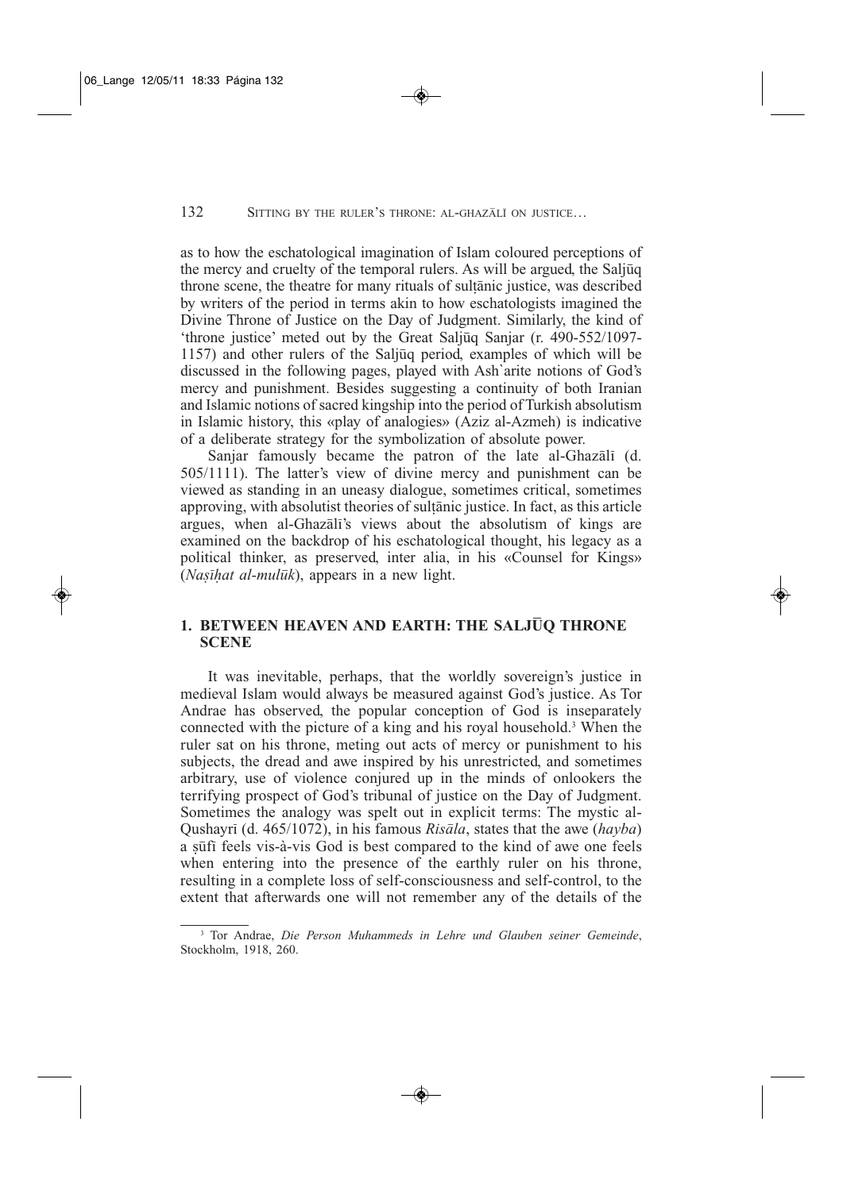as to how the eschatological imagination of Islam coloured perceptions of the mercy and cruelty of the temporal rulers. As will be argued, the Saljūq throne scene, the theatre for many rituals of sulṭānic justice, was described by writers of the period in terms akin to how eschatologists imagined the Divine Throne of Justice on the Day of Judgment. Similarly, the kind of 'throne justice' meted out by the Great Saljūq Sanjar (r. 490-552/1097-1157) and other rulers of the Saljūq period, examples of which will be discussed in the following pages, played with Ash`arite notions of God's mercy and punishment. Besides suggesting a continuity of both Iranian and Islamic notions of sacred kingship into the period of Turkish absolutism in Islamic history, this «play of analogies» (Aziz al-Azmeh) is indicative of a deliberate strategy for the symbolization of absolute power.

Sanjar famously became the patron of the late al-Ghazālī (d. 505/1111). The latter's view of divine mercy and punishment can be viewed as standing in an uneasy dialogue, sometimes critical, sometimes approving, with absolutist theories of sulṭānic justice. In fact, as this article argues, when al-Ghazālī's views about the absolutism of kings are examined on the backdrop of his eschatological thought, his legacy as a political thinker, as preserved, inter alia, in his «Counsel for Kings» (*Naṣīḥat al-mulūk*), appears in a new light.

## 1. BETWEEN HEAVEN AND EARTH: THE SALJŪQ THRONE SCENE

It was inevitable, perhaps, that the worldly sovereign's justice in medieval Islam would always be measured against God's justice. As Tor Andrae has observed, the popular conception of God is inseparately connected with the picture of a king and his royal household.[3] When the ruler sat on his throne, meting out acts of mercy or punishment to his subjects, the dread and awe inspired by his unrestricted, and sometimes arbitrary, use of violence conjured up in the minds of onlookers the terrifying prospect of God's tribunal of justice on the Day of Judgment. Sometimes the analogy was spelt out in explicit terms: The mystic al-Qushayrī (d. 465/1072), in his famous *Risāla*, states that the awe (*hayba*) a ṣūfī feels vis-à-vis God is best compared to the kind of awe one feels when entering into the presence of the earthly ruler on his throne, resulting in a complete loss of self-consciousness and self-control, to the extent that afterwards one will not remember any of the details of the

[3] Tor Andrae, *Die Person Muhammeds in Lehre und Glauben seiner Gemeinde*, Stockholm, 1918, 260.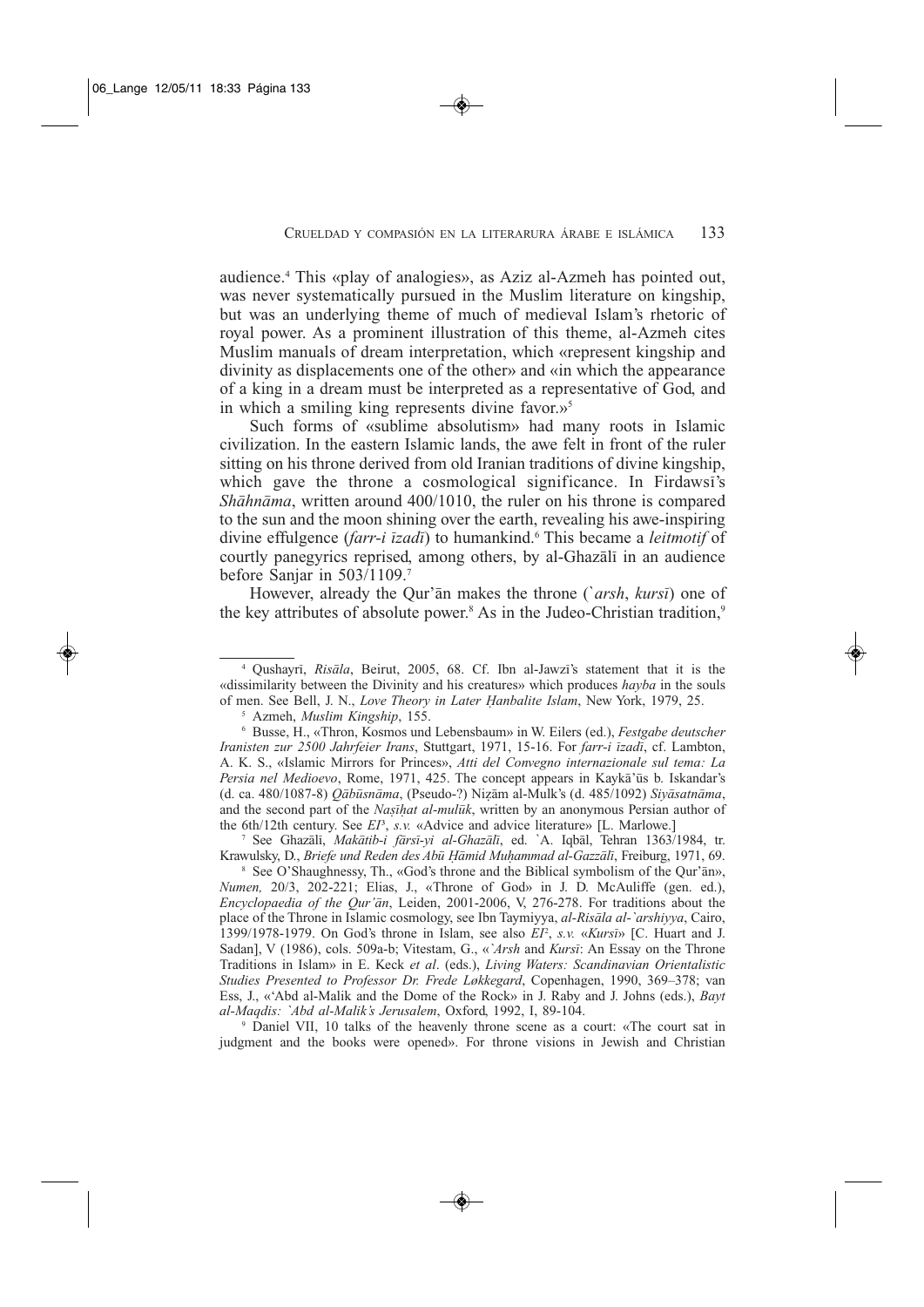audience.[4] This «play of analogies», as Aziz al-Azmeh has pointed out, was never systematically pursued in the Muslim literature on kingship, but was an underlying theme of much of medieval Islam's rhetoric of royal power. As a prominent illustration of this theme, al-Azmeh cites Muslim manuals of dream interpretation, which «represent kingship and divinity as displacements one of the other» and «in which the appearance of a king in a dream must be interpreted as a representative of God, and in which a smiling king represents divine favor.»[5]

Such forms of «sublime absolutism» had many roots in Islamic civilization. In the eastern Islamic lands, the awe felt in front of the ruler sitting on his throne derived from old Iranian traditions of divine kingship, which gave the throne a cosmological significance. In Firdawsī's *Shāhnāma*, written around 400/1010, the ruler on his throne is compared to the sun and the moon shining over the earth, revealing his awe-inspiring divine effulgence (*farr-i īzadī*) to humankind.[6] This became a *leitmotif* of courtly panegyrics reprised, among others, by al-Ghazālī in an audience before Sanjar in 503/1109.[7]

However, already the Qur'ān makes the throne (*`arsh*, *kursī*) one of the key attributes of absolute power.[8] As in the Judeo-Christian tradition,[9]

---

[4] Qushayrī, *Risāla*, Beirut, 2005, 68. Cf. Ibn al-Jawzī's statement that it is the «dissimilarity between the Divinity and his creatures» which produces *hayba* in the souls of men. See Bell, J. N., *Love Theory in Later Ḥanbalite Islam*, New York, 1979, 25.

[5] Azmeh, *Muslim Kingship*, 155.

[6] Busse, H., «Thron, Kosmos und Lebensbaum» in W. Eilers (ed.), *Festgabe deutscher Iranisten zur 2500 Jahrfeier Irans*, Stuttgart, 1971, 15-16. For *farr-i īzadī*, cf. Lambton, A. K. S., «Islamic Mirrors for Princes», *Atti del Convegno internazionale sul tema: La Persia nel Medioevo*, Rome, 1971, 425. The concept appears in Kaykā'ūs b. Iskandar's (d. ca. 480/1087-8) *Qābūsnāma*, (Pseudo-?) Niẓām al-Mulk's (d. 485/1092) *Siyāsatnāma*, and the second part of the *Naṣīḥat al-mulūk*, written by an anonymous Persian author of the 6th/12th century. See *EI*[3], *s.v.* «Advice and advice literature» [L. Marlowe.]

[7] See Ghazālī, *Makātib-i fārsī-yi al-Ghazālī*, ed. `A. Iqbāl, Tehran 1363/1984, tr. Krawulsky, D., *Briefe und Reden des Abū Ḥāmid Muḥammad al-Gazzālī*, Freiburg, 1971, 69.

[8] See O'Shaughnessy, Th., «God's throne and the Biblical symbolism of the Qur'ān», *Numen,* 20/3, 202-221; Elias, J., «Throne of God» in J. D. McAuliffe (gen. ed.), *Encyclopaedia of the Qur'ān*, Leiden, 2001-2006, V, 276-278. For traditions about the place of the Throne in Islamic cosmology, see Ibn Taymiyya, *al-Risāla al-`arshiyya*, Cairo, 1399/1978-1979. On God's throne in Islam, see also *EI*[2], *s.v.* «*Kursī*» [C. Huart and J. Sadan], V (1986), cols. 509a-b; Vitestam, G., «*`Arsh* and *Kursī*: An Essay on the Throne Traditions in Islam» in E. Keck *et al*. (eds.), *Living Waters: Scandinavian Orientalistic Studies Presented to Professor Dr. Frede Løkkegard*, Copenhagen, 1990, 369–378; van Ess, J., «'Abd al-Malik and the Dome of the Rock» in J. Raby and J. Johns (eds.), *Bayt al-Maqdis: `Abd al-Malik's Jerusalem*, Oxford, 1992, I, 89-104.

[9] Daniel VII, 10 talks of the heavenly throne scene as a court: «The court sat in judgment and the books were opened». For throne visions in Jewish and Christian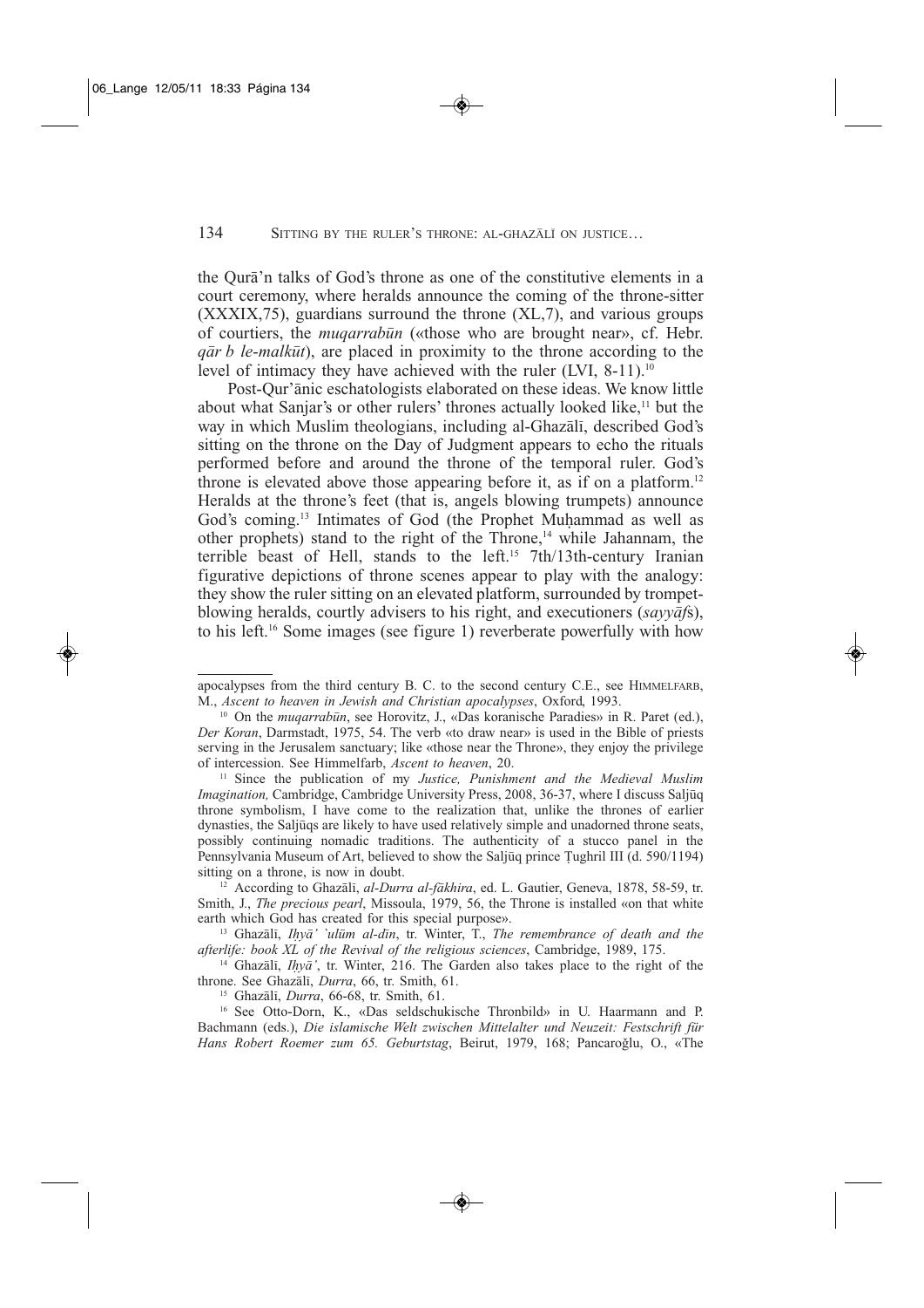the Qurā'n talks of God's throne as one of the constitutive elements in a court ceremony, where heralds announce the coming of the throne-sitter (XXXIX,75), guardians surround the throne (XL,7), and various groups of courtiers, the *muqarrabūn* («those who are brought near», cf. Hebr. *qār b le-malkūt*), are placed in proximity to the throne according to the level of intimacy they have achieved with the ruler (LVI, 8-11).[10]

Post-Qur'ānic eschatologists elaborated on these ideas. We know little about what Sanjar's or other rulers' thrones actually looked like,[11] but the way in which Muslim theologians, including al-Ghazālī, described God's sitting on the throne on the Day of Judgment appears to echo the rituals performed before and around the throne of the temporal ruler. God's throne is elevated above those appearing before it, as if on a platform.[12] Heralds at the throne's feet (that is, angels blowing trumpets) announce God's coming.[13] Intimates of God (the Prophet Muḥammad as well as other prophets) stand to the right of the Throne,[14] while Jahannam, the terrible beast of Hell, stands to the left.[15] 7th/13th-century Iranian figurative depictions of throne scenes appear to play with the analogy: they show the ruler sitting on an elevated platform, surrounded by trumpet-blowing heralds, courtly advisers to his right, and executioners (*sayyāf*s), to his left.[16] Some images (see figure 1) reverberate powerfully with how

---

apocalypses from the third century B. C. to the second century C.E., see HIMMELFARB, M., *Ascent to heaven in Jewish and Christian apocalypses*, Oxford, 1993.

[10] On the *muqarrabūn*, see Horovitz, J., «Das koranische Paradies» in R. Paret (ed.), *Der Koran*, Darmstadt, 1975, 54. The verb «to draw near» is used in the Bible of priests serving in the Jerusalem sanctuary; like «those near the Throne», they enjoy the privilege of intercession. See Himmelfarb, *Ascent to heaven*, 20.

[11] Since the publication of my *Justice, Punishment and the Medieval Muslim Imagination,* Cambridge, Cambridge University Press, 2008, 36-37, where I discuss Saljūq throne symbolism, I have come to the realization that, unlike the thrones of earlier dynasties, the Saljūqs are likely to have used relatively simple and unadorned throne seats, possibly continuing nomadic traditions. The authenticity of a stucco panel in the Pennsylvania Museum of Art, believed to show the Saljūq prince Ṭughril III (d. 590/1194) sitting on a throne, is now in doubt.

[12] According to Ghazālī, *al-Durra al-fākhira*, ed. L. Gautier, Geneva, 1878, 58-59, tr. Smith, J., *The precious pearl*, Missoula, 1979, 56, the Throne is installed «on that white earth which God has created for this special purpose».

[13] Ghazālī, *Iḥyā' `ulūm al-dīn*, tr. Winter, T., *The remembrance of death and the afterlife: book XL of the Revival of the religious sciences*, Cambridge, 1989, 175.

[14] Ghazālī, *Iḥyā'*, tr. Winter, 216. The Garden also takes place to the right of the throne. See Ghazālī, *Durra*, 66, tr. Smith, 61.

[15] Ghazālī, *Durra*, 66-68, tr. Smith, 61.

[16] See Otto-Dorn, K., «Das seldschukische Thronbild» in U. Haarmann and P. Bachmann (eds.), *Die islamische Welt zwischen Mittelalter und Neuzeit: Festschrift für Hans Robert Roemer zum 65. Geburtstag*, Beirut, 1979, 168; Pancaroğlu, O., «The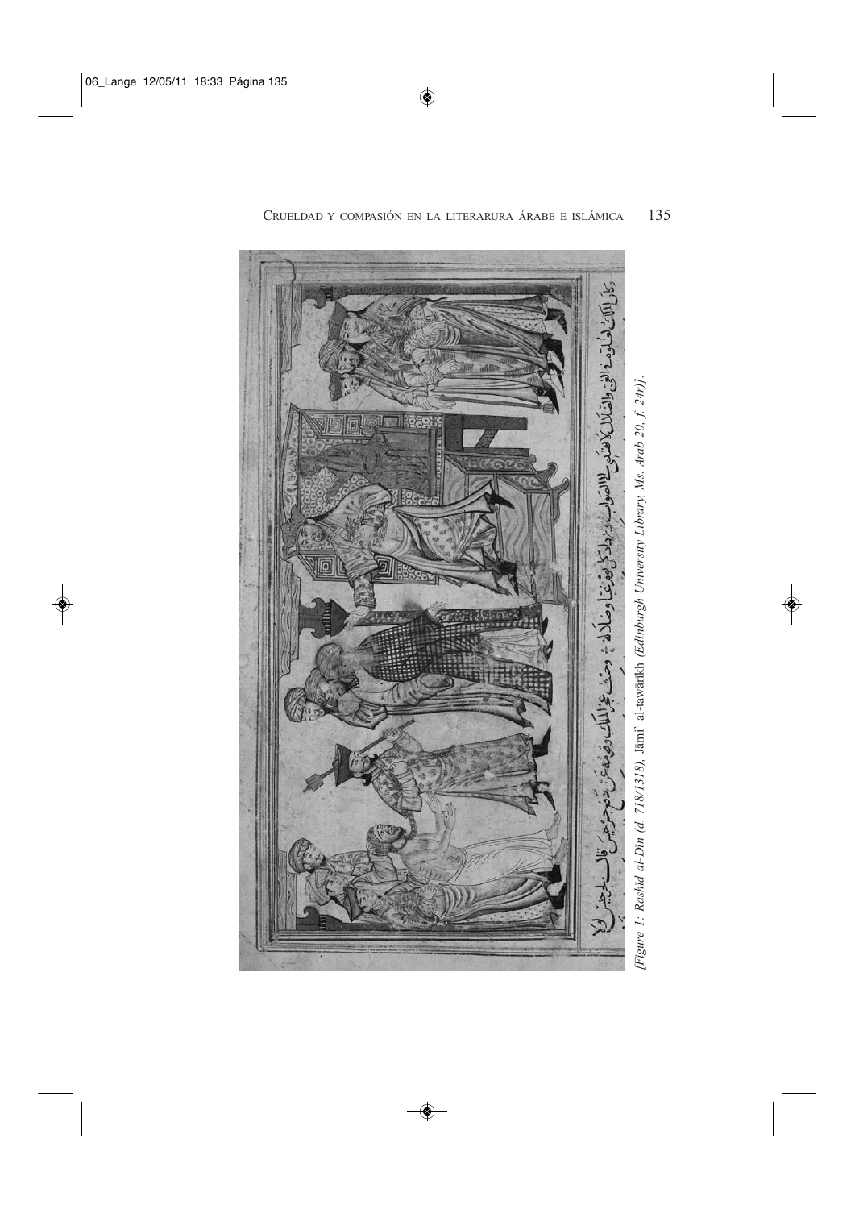[Figure 1: Rashid al-Din (d. 718/1318), Jāmiʿ al-tawārīkh (Edinburgh University Library, Ms. Arab 20, f. 24r)].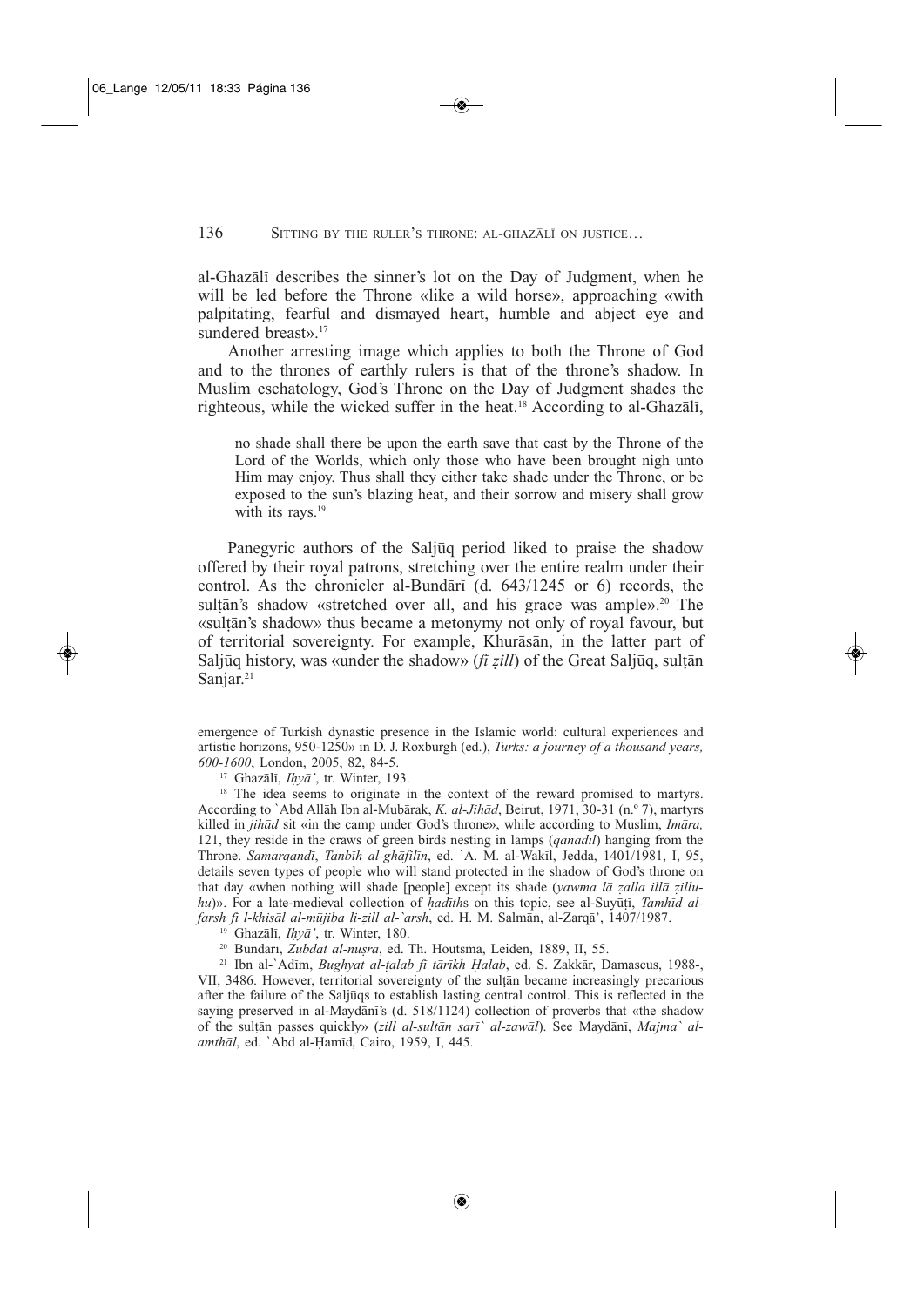al-Ghazālī describes the sinner's lot on the Day of Judgment, when he will be led before the Throne «like a wild horse», approaching «with palpitating, fearful and dismayed heart, humble and abject eye and sundered breast».[17]

Another arresting image which applies to both the Throne of God and to the thrones of earthly rulers is that of the throne's shadow. In Muslim eschatology, God's Throne on the Day of Judgment shades the righteous, while the wicked suffer in the heat.[18] According to al-Ghazālī,

> no shade shall there be upon the earth save that cast by the Throne of the Lord of the Worlds, which only those who have been brought nigh unto Him may enjoy. Thus shall they either take shade under the Throne, or be exposed to the sun's blazing heat, and their sorrow and misery shall grow with its rays.[19]

Panegyric authors of the Saljūq period liked to praise the shadow offered by their royal patrons, stretching over the entire realm under their control. As the chronicler al-Bundārī (d. 643/1245 or 6) records, the sulṭān's shadow «stretched over all, and his grace was ample».[20] The «sulṭān's shadow» thus became a metonymy not only of royal favour, but of territorial sovereignty. For example, Khurāsān, in the latter part of Saljūq history, was «under the shadow» (*fī ẓill*) of the Great Saljūq, sulṭān Sanjar.[21]

---

emergence of Turkish dynastic presence in the Islamic world: cultural experiences and artistic horizons, 950-1250» in D. J. Roxburgh (ed.), *Turks: a journey of a thousand years, 600-1600*, London, 2005, 82, 84-5.

[17] Ghazālī, *Iḥyā'*, tr. Winter, 193.

[18] The idea seems to originate in the context of the reward promised to martyrs. According to `Abd Allāh Ibn al-Mubārak, *K. al-Jihād*, Beirut, 1971, 30-31 (n.º 7), martyrs killed in *jihād* sit «in the camp under God's throne», while according to Muslim, *Imāra,* 121, they reside in the craws of green birds nesting in lamps (*qanādīl*) hanging from the Throne. *Samarqandī*, *Tanbīh al-ghāfilīn*, ed. `A. M. al-Wakīl, Jedda, 1401/1981, I, 95, details seven types of people who will stand protected in the shadow of God's throne on that day «when nothing will shade [people] except its shade (*yawma lā ẓalla illā ẓilluhu*)». For a late-medieval collection of *ḥadīth*s on this topic, see al-Suyūṭī, *Tamhīd al-farsh fī l-khisāl al-mūjiba li-ẓill al-`arsh*, ed. H. M. Salmān, al-Zarqā', 1407/1987.

[19] Ghazālī, *Iḥyā'*, tr. Winter, 180.

[20] Bundārī, *Zubdat al-nuṣra*, ed. Th. Houtsma, Leiden, 1889, II, 55.

[21] Ibn al-`Adīm, *Bughyat al-ṭalab fī tārīkh Ḥalab*, ed. S. Zakkār, Damascus, 1988-, VII, 3486. However, territorial sovereignty of the sulṭān became increasingly precarious after the failure of the Saljūqs to establish lasting central control. This is reflected in the saying preserved in al-Maydānī's (d. 518/1124) collection of proverbs that «the shadow of the sulṭān passes quickly» (*ẓill al-sulṭān sarī` al-zawāl*). See Maydānī, *Majma` al-amthāl*, ed. `Abd al-Ḥamīd, Cairo, 1959, I, 445.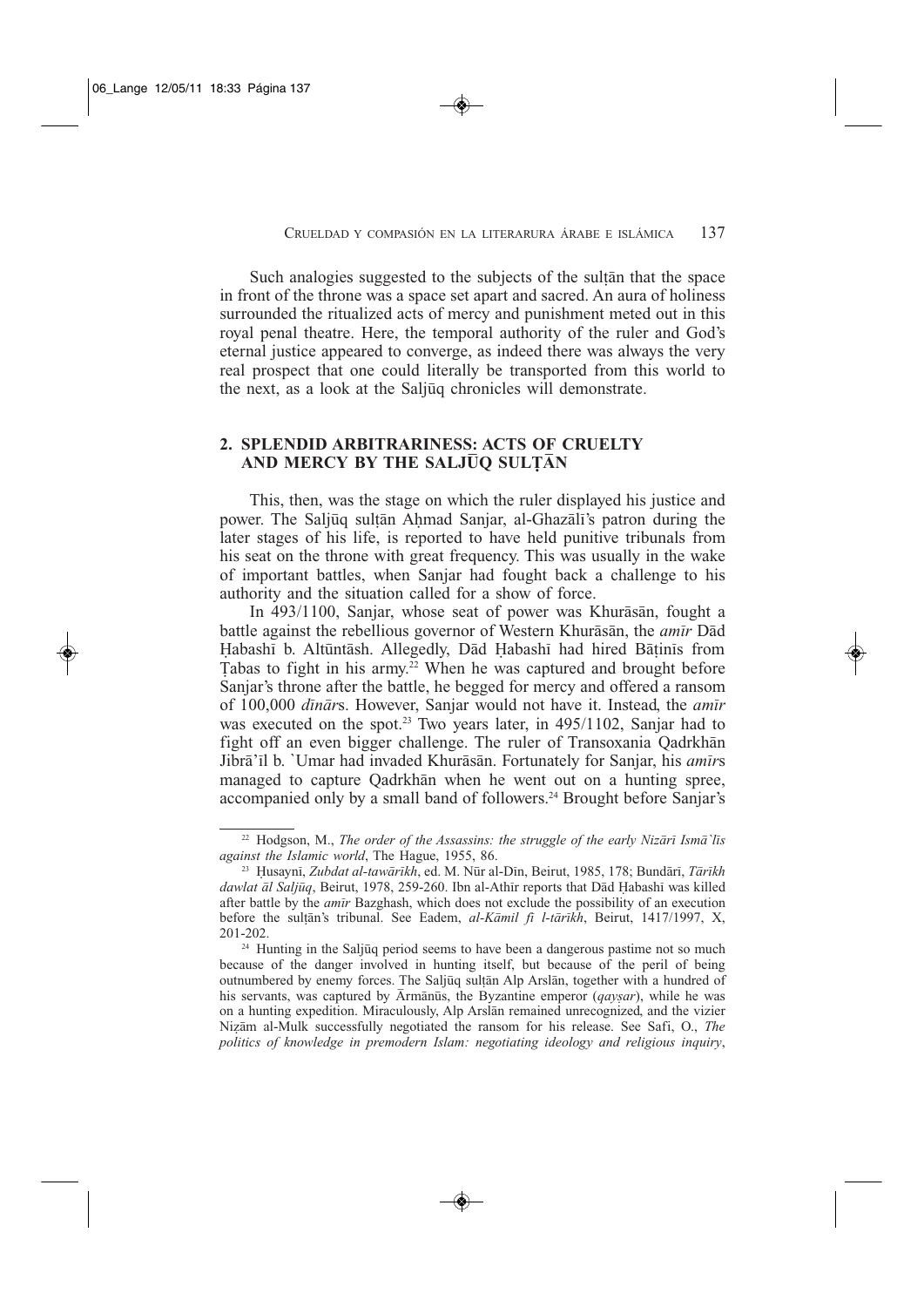Such analogies suggested to the subjects of the sulṭān that the space in front of the throne was a space set apart and sacred. An aura of holiness surrounded the ritualized acts of mercy and punishment meted out in this royal penal theatre. Here, the temporal authority of the ruler and God's eternal justice appeared to converge, as indeed there was always the very real prospect that one could literally be transported from this world to the next, as a look at the Saljūq chronicles will demonstrate.

## 2. SPLENDID ARBITRARINESS: ACTS OF CRUELTY AND MERCY BY THE SALJŪQ SULṬĀN

This, then, was the stage on which the ruler displayed his justice and power. The Saljūq sulṭān Aḥmad Sanjar, al-Ghazālī's patron during the later stages of his life, is reported to have held punitive tribunals from his seat on the throne with great frequency. This was usually in the wake of important battles, when Sanjar had fought back a challenge to his authority and the situation called for a show of force.

In 493/1100, Sanjar, whose seat of power was Khurāsān, fought a battle against the rebellious governor of Western Khurāsān, the *amīr* Dād Ḥabashī b. Altūntāsh. Allegedly, Dād Ḥabashī had hired Bāṭinīs from Ṭabas to fight in his army.[22] When he was captured and brought before Sanjar's throne after the battle, he begged for mercy and offered a ransom of 100,000 *dīnār*s. However, Sanjar would not have it. Instead, the *amīr* was executed on the spot.[23] Two years later, in 495/1102, Sanjar had to fight off an even bigger challenge. The ruler of Transoxania Qadrkhān Jibrā'īl b. `Umar had invaded Khurāsān. Fortunately for Sanjar, his *amīr*s managed to capture Qadrkhān when he went out on a hunting spree, accompanied only by a small band of followers.[24] Brought before Sanjar's

---

[22] Hodgson, M., *The order of the Assassins: the struggle of the early Nizārī Ismā`īlīs against the Islamic world*, The Hague, 1955, 86.

[23] Ḥusaynī, *Zubdat al-tawārīkh*, ed. M. Nūr al-Dīn, Beirut, 1985, 178; Bundārī, *Tārīkh dawlat āl Saljūq*, Beirut, 1978, 259-260. Ibn al-Athīr reports that Dād Ḥabashī was killed after battle by the *amīr* Bazghash, which does not exclude the possibility of an execution before the sulṭān's tribunal. See Eadem, *al-Kāmil fī l-tārīkh*, Beirut, 1417/1997, X, 201-202.

[24] Hunting in the Saljūq period seems to have been a dangerous pastime not so much because of the danger involved in hunting itself, but because of the peril of being outnumbered by enemy forces. The Saljūq sulṭān Alp Arslān, together with a hundred of his servants, was captured by Ārmānūs, the Byzantine emperor (*qayṣar*), while he was on a hunting expedition. Miraculously, Alp Arslān remained unrecognized, and the vizier Niẓām al-Mulk successfully negotiated the ransom for his release. See Safi, O., *The politics of knowledge in premodern Islam: negotiating ideology and religious inquiry*,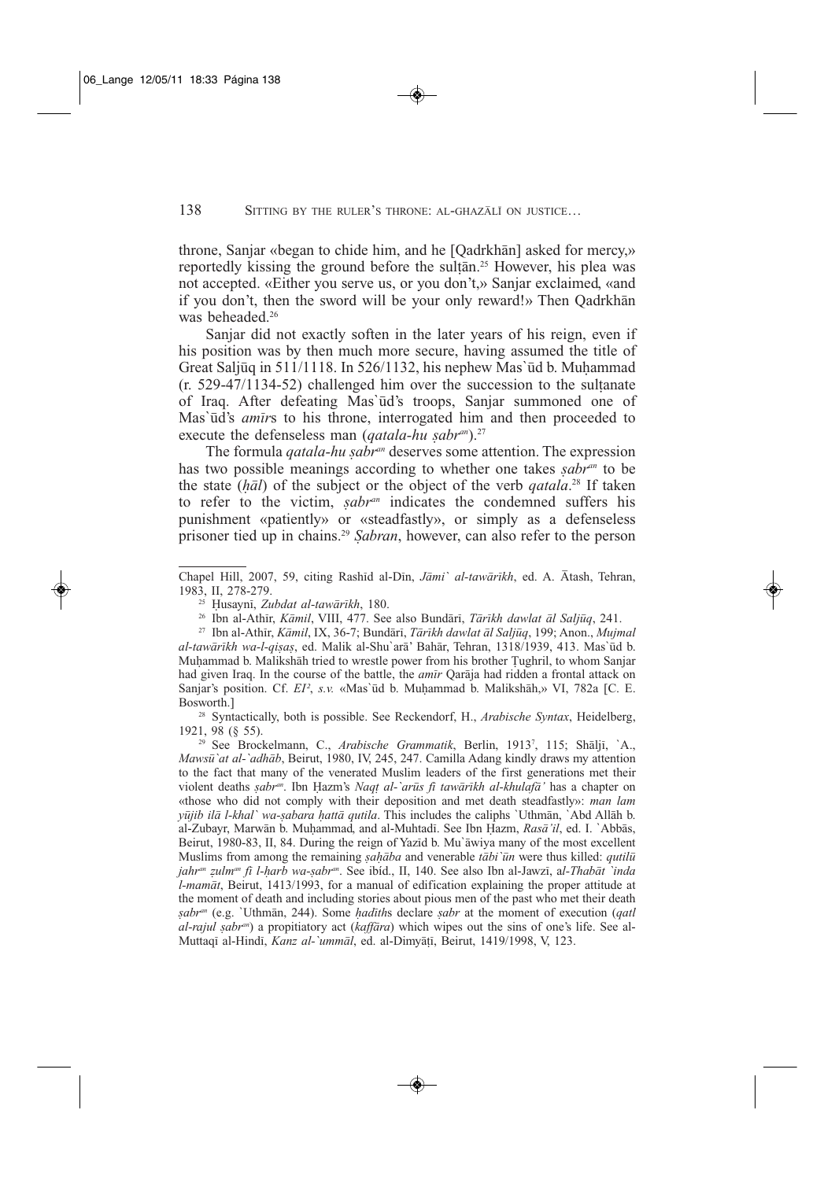throne, Sanjar «began to chide him, and he [Qadrkhān] asked for mercy,» reportedly kissing the ground before the sulṭān.[25] However, his plea was not accepted. «Either you serve us, or you don't,» Sanjar exclaimed, «and if you don't, then the sword will be your only reward!» Then Qadrkhān was beheaded.[26]

Sanjar did not exactly soften in the later years of his reign, even if his position was by then much more secure, having assumed the title of Great Saljūq in 511/1118. In 526/1132, his nephew Mas`ūd b. Muḥammad (r. 529-47/1134-52) challenged him over the succession to the sulṭanate of Iraq. After defeating Mas`ūd's troops, Sanjar summoned one of Mas`ūd's *amīr*s to his throne, interrogated him and then proceeded to execute the defenseless man (*qatala-hu ṣabr*[an]).[27]

The formula *qatala-hu ṣabr*[an] deserves some attention. The expression has two possible meanings according to whether one takes *ṣabr*[an] to be the state (*ḥāl*) of the subject or the object of the verb *qatala*.[28] If taken to refer to the victim, *ṣabr*[an] indicates the condemned suffers his punishment «patiently» or «steadfastly», or simply as a defenseless prisoner tied up in chains.[29] *Ṣabran*, however, can also refer to the person

---

Chapel Hill, 2007, 59, citing Rashīd al-Dīn, *Jāmi` al-tawārīkh*, ed. A. Ātash, Tehran, 1983, II, 278-279.

[25] Ḥusaynī, *Zubdat al-tawārīkh*, 180.

[26] Ibn al-Athīr, *Kāmil*, VIII, 477. See also Bundārī, *Tārīkh dawlat āl Saljūq*, 241.

[27] Ibn al-Athīr, *Kāmil*, IX, 36-7; Bundārī, *Tārīkh dawlat āl Saljūq*, 199; Anon., *Mujmal al-tawārīkh wa-l-qiṣaṣ*, ed. Malik al-Shu`arā' Bahār, Tehran, 1318/1939, 413. Mas`ūd b. Muḥammad b. Malikshāh tried to wrestle power from his brother Ṭughril, to whom Sanjar had given Iraq. In the course of the battle, the *amīr* Qarāja had ridden a frontal attack on Sanjar's position. Cf. *EI²*, *s.v.* «Mas`ūd b. Muḥammad b. Malikshāh,» VI, 782a [C. E. Bosworth.]

[28] Syntactically, both is possible. See Reckendorf, H., *Arabische Syntax*, Heidelberg, 1921, 98 (§ 55).

[29] See Brockelmann, C., *Arabische Grammatik*, Berlin, 1913⁷, 115; Shāljī, `A., *Mawsū`at al-`adhāb*, Beirut, 1980, IV, 245, 247. Camilla Adang kindly draws my attention to the fact that many of the venerated Muslim leaders of the first generations met their violent deaths *ṣabr*[an]. Ibn Ḥazm's *Naqṭ al-`arūs fī tawārīkh al-khulafā'* has a chapter on «those who did not comply with their deposition and met death steadfastly»: *man lam yūjib ilā l-khal` wa-ṣabara ḥattā qutila*. This includes the caliphs `Uthmān, `Abd Allāh b. al-Zubayr, Marwān b. Muḥammad, and al-Muhtadī. See Ibn Ḥazm, *Rasā'il*, ed. I. `Abbās, Beirut, 1980-83, II, 84. During the reign of Yazīd b. Mu`āwiya many of the most excellent Muslims from among the remaining *ṣaḥāba* and venerable *tābi`ūn* were thus killed: *qutilū jahr*[an] *ẓulm*[an] *fī l-ḥarb wa-ṣabr*[an]. See ibíd., II, 140. See also Ibn al-Jawzī, *al-Thabāt `inda l-mamāt*, Beirut, 1413/1993, for a manual of edification explaining the proper attitude at the moment of death and including stories about pious men of the past who met their death *ṣabr*[an] (e.g. `Uthmān, 244). Some *ḥadīth*s declare *ṣabr* at the moment of execution (*qatl al-rajul ṣabr*[an]) a propitiatory act (*kaffāra*) which wipes out the sins of one's life. See al-Muttaqī al-Hindī, *Kanz al-`ummāl*, ed. al-Dimyāṭī, Beirut, 1419/1998, V, 123.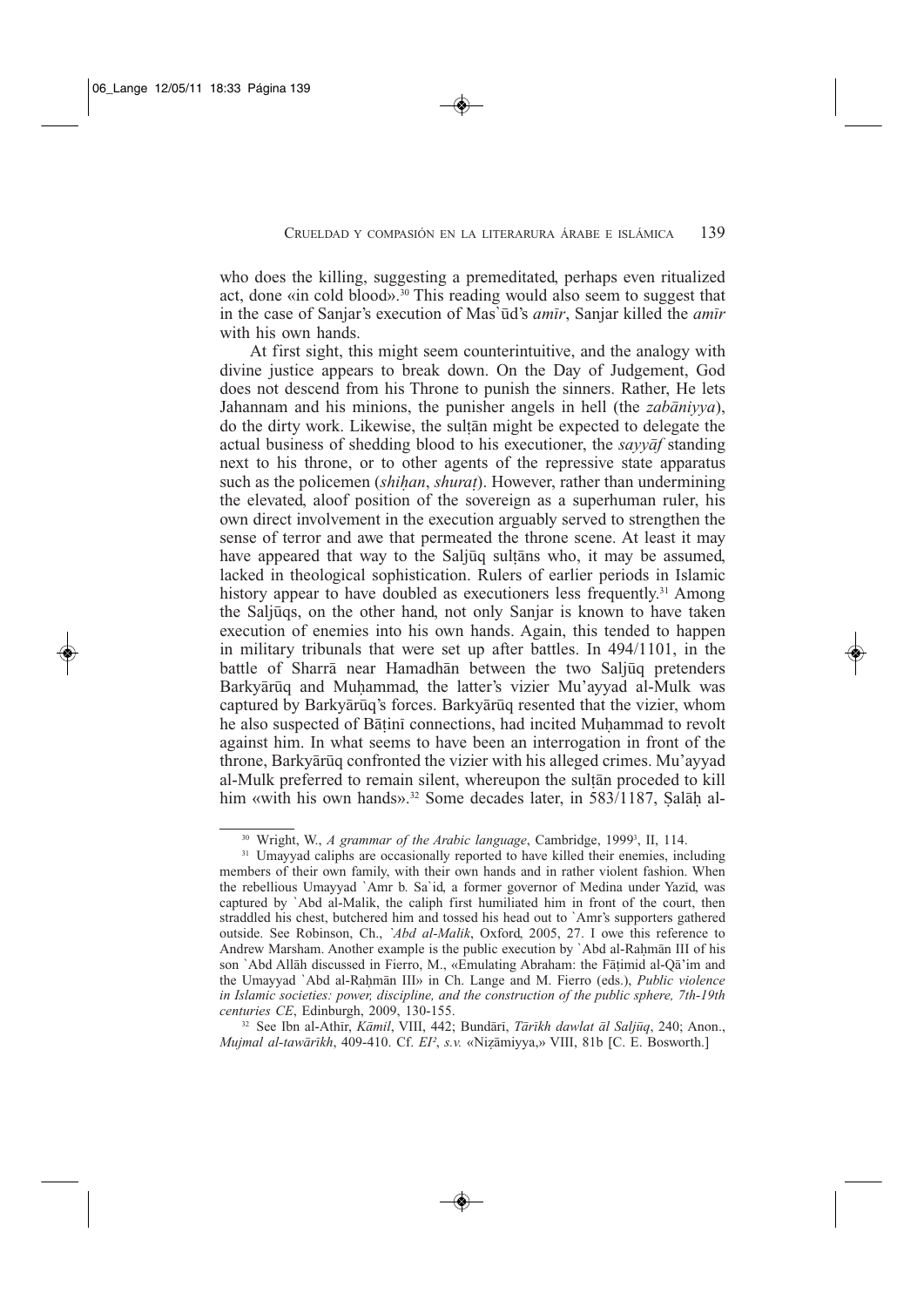who does the killing, suggesting a premeditated, perhaps even ritualized act, done «in cold blood».[30] This reading would also seem to suggest that in the case of Sanjar's execution of Mas`ūd's *amīr*, Sanjar killed the *amīr* with his own hands.

At first sight, this might seem counterintuitive, and the analogy with divine justice appears to break down. On the Day of Judgement, God does not descend from his Throne to punish the sinners. Rather, He lets Jahannam and his minions, the punisher angels in hell (the *zabāniyya*), do the dirty work. Likewise, the sulṭān might be expected to delegate the actual business of shedding blood to his executioner, the *sayyāf* standing next to his throne, or to other agents of the repressive state apparatus such as the policemen (*shiḥan*, *shuraṭ*). However, rather than undermining the elevated, aloof position of the sovereign as a superhuman ruler, his own direct involvement in the execution arguably served to strengthen the sense of terror and awe that permeated the throne scene. At least it may have appeared that way to the Saljūq sulṭāns who, it may be assumed, lacked in theological sophistication. Rulers of earlier periods in Islamic history appear to have doubled as executioners less frequently.[31] Among the Saljūqs, on the other hand, not only Sanjar is known to have taken execution of enemies into his own hands. Again, this tended to happen in military tribunals that were set up after battles. In 494/1101, in the battle of Sharrā near Hamadhān between the two Saljūq pretenders Barkyārūq and Muḥammad, the latter's vizier Mu'ayyad al-Mulk was captured by Barkyārūq's forces. Barkyārūq resented that the vizier, whom he also suspected of Bāṭinī connections, had incited Muḥammad to revolt against him. In what seems to have been an interrogation in front of the throne, Barkyārūq confronted the vizier with his alleged crimes. Mu'ayyad al-Mulk preferred to remain silent, whereupon the sulṭān proceeded to kill him «with his own hands».[32] Some decades later, in 583/1187, Ṣalāḥ al-

---

[30] Wright, W., *A grammar of the Arabic language*, Cambridge, 1999[3], II, 114.

[31] Umayyad caliphs are occasionally reported to have killed their enemies, including members of their own family, with their own hands and in rather violent fashion. When the rebellious Umayyad `Amr b. Sa`id, a former governor of Medina under Yazīd, was captured by `Abd al-Malik, the caliph first humiliated him in front of the court, then straddled his chest, butchered him and tossed his head out to `Amr's supporters gathered outside. See Robinson, Ch., *`Abd al-Malik*, Oxford, 2005, 27. I owe this reference to Andrew Marsham. Another example is the public execution by `Abd al-Raḥmān III of his son `Abd Allāh discussed in Fierro, M., «Emulating Abraham: the Fāṭimid al-Qā'im and the Umayyad `Abd al-Raḥmān III» in Ch. Lange and M. Fierro (eds.), *Public violence in Islamic societies: power, discipline, and the construction of the public sphere, 7th-19th centuries CE*, Edinburgh, 2009, 130-155.

[32] See Ibn al-Athīr, *Kāmil*, VIII, 442; Bundārī, *Tārīkh dawlat āl Saljūq*, 240; Anon., *Mujmal al-tawārīkh*, 409-410. Cf. *EI²*, *s.v.* «Niẓāmiyya,» VIII, 81b [C. E. Bosworth.]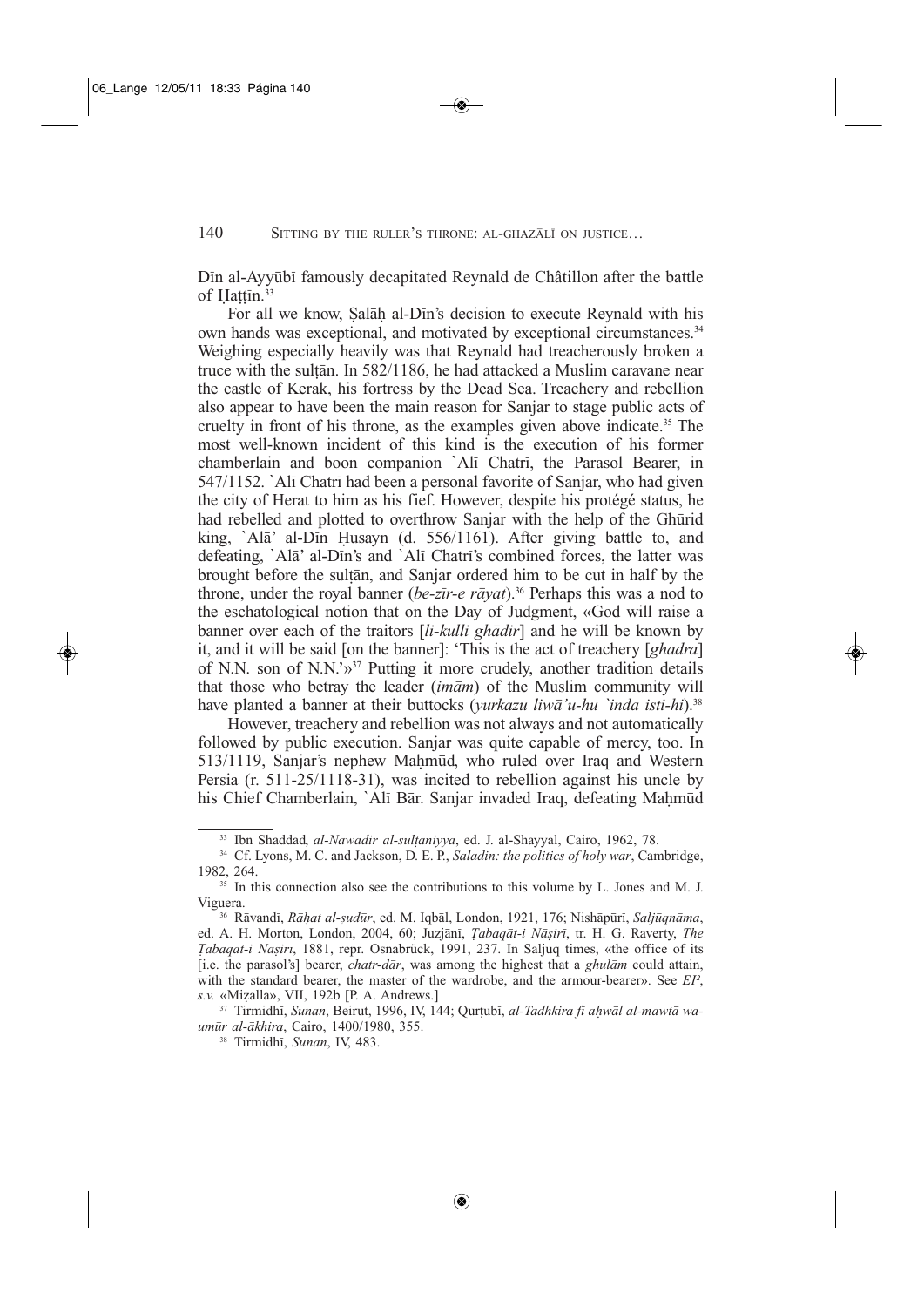Dīn al-Ayyūbī famously decapitated Reynald de Châtillon after the battle of Ḥaṭṭīn.[33]

For all we know, Ṣalāḥ al-Dīn's decision to execute Reynald with his own hands was exceptional, and motivated by exceptional circumstances.[34] Weighing especially heavily was that Reynald had treacherously broken a truce with the sulṭān. In 582/1186, he had attacked a Muslim caravane near the castle of Kerak, his fortress by the Dead Sea. Treachery and rebellion also appear to have been the main reason for Sanjar to stage public acts of cruelty in front of his throne, as the examples given above indicate.[35] The most well-known incident of this kind is the execution of his former chamberlain and boon companion `Alī Chatrī, the Parasol Bearer, in 547/1152. `Alī Chatrī had been a personal favorite of Sanjar, who had given the city of Herat to him as his fief. However, despite his protégé status, he had rebelled and plotted to overthrow Sanjar with the help of the Ghūrid king, `Alā' al-Dīn Ḥusayn (d. 556/1161). After giving battle to, and defeating, `Alā' al-Dīn's and `Alī Chatrī's combined forces, the latter was brought before the sulṭān, and Sanjar ordered him to be cut in half by the throne, under the royal banner (*be-zīr-e rāyat*).[36] Perhaps this was a nod to the eschatological notion that on the Day of Judgment, «God will raise a banner over each of the traitors [*li-kulli ghādir*] and he will be known by it, and it will be said [on the banner]: 'This is the act of treachery [*ghadra*] of N.N. son of N.N.'»[37] Putting it more crudely, another tradition details that those who betray the leader (*imām*) of the Muslim community will have planted a banner at their buttocks (*yurkazu liwā'u-hu `inda isti-hi*).[38]

However, treachery and rebellion was not always and not automatically followed by public execution. Sanjar was quite capable of mercy, too. In 513/1119, Sanjar's nephew Maḥmūd, who ruled over Iraq and Western Persia (r. 511-25/1118-31), was incited to rebellion against his uncle by his Chief Chamberlain, `Alī Bār. Sanjar invaded Iraq, defeating Maḥmūd

---

[33] Ibn Shaddād, *al-Nawādir al-sulṭāniyya*, ed. J. al-Shayyāl, Cairo, 1962, 78.

[34] Cf. Lyons, M. C. and Jackson, D. E. P., *Saladin: the politics of holy war*, Cambridge, 1982, 264.

[35] In this connection also see the contributions to this volume by L. Jones and M. J. Viguera.

[36] Rāvandī, *Rāḥat al-ṣudūr*, ed. M. Iqbāl, London, 1921, 176; Nishāpūrī, *Saljūqnāma*, ed. A. H. Morton, London, 2004, 60; Juzjānī, *Ṭabaqāt-i Nāṣirī*, tr. H. G. Raverty, *The Ṭabaqāt-i Nāṣirī*, 1881, repr. Osnabrück, 1991, 237. In Saljūq times, «the office of its [i.e. the parasol's] bearer, *chatr-dār*, was among the highest that a *ghulām* could attain, with the standard bearer, the master of the wardrobe, and the armour-bearer». See *EI²*, *s.v.* «Miẓalla», VII, 192b [P. A. Andrews.]

[37] Tirmidhī, *Sunan*, Beirut, 1996, IV, 144; Qurṭubī, *al-Tadhkira fī aḥwāl al-mawtā wa-umūr al-ākhira*, Cairo, 1400/1980, 355.

[38] Tirmidhī, *Sunan*, IV, 483.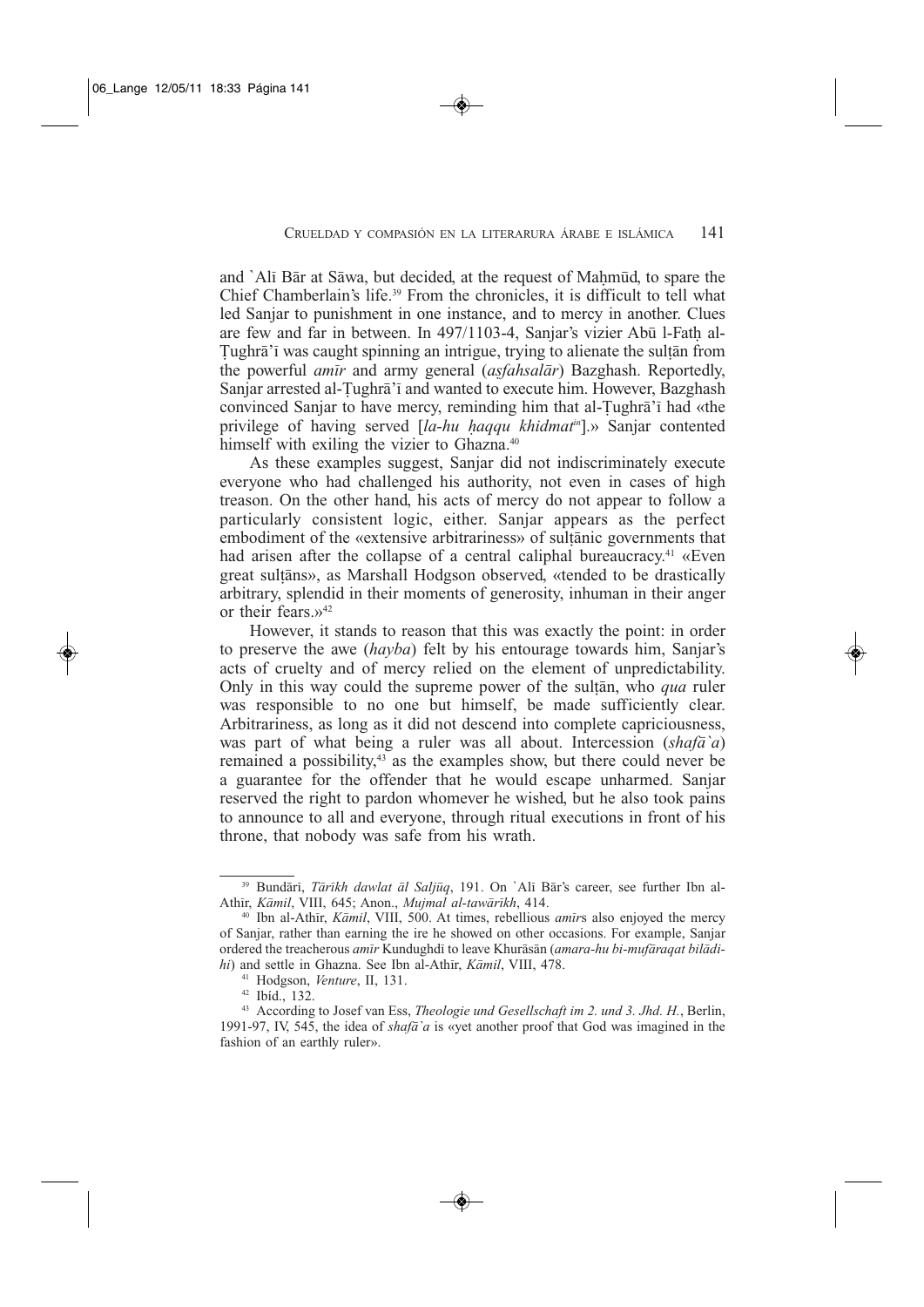and `Alī Bār at Sāwa, but decided, at the request of Maḥmūd, to spare the Chief Chamberlain's life.[39] From the chronicles, it is difficult to tell what led Sanjar to punishment in one instance, and to mercy in another. Clues are few and far in between. In 497/1103-4, Sanjar's vizier Abū l-Fatḥ al-Ṭughrā'ī was caught spinning an intrigue, trying to alienate the sulṭān from the powerful *amīr* and army general (*aṣfahsalār*) Bazghash. Reportedly, Sanjar arrested al-Ṭughrā'ī and wanted to execute him. However, Bazghash convinced Sanjar to have mercy, reminding him that al-Ṭughrā'ī had «the privilege of having served [*la-hu ḥaqqu khidmat*[in]].» Sanjar contented himself with exiling the vizier to Ghazna.[40]

As these examples suggest, Sanjar did not indiscriminately execute everyone who had challenged his authority, not even in cases of high treason. On the other hand, his acts of mercy do not appear to follow a particularly consistent logic, either. Sanjar appears as the perfect embodiment of the «extensive arbitrariness» of sulṭānic governments that had arisen after the collapse of a central caliphal bureaucracy.[41] «Even great sulṭāns», as Marshall Hodgson observed, «tended to be drastically arbitrary, splendid in their moments of generosity, inhuman in their anger or their fears.»[42]

However, it stands to reason that this was exactly the point: in order to preserve the awe (*hayba*) felt by his entourage towards him, Sanjar's acts of cruelty and of mercy relied on the element of unpredictability. Only in this way could the supreme power of the sulṭān, who *qua* ruler was responsible to no one but himself, be made sufficiently clear. Arbitrariness, as long as it did not descend into complete capriciousness, was part of what being a ruler was all about. Intercession (*shafā`a*) remained a possibility,[43] as the examples show, but there could never be a guarantee for the offender that he would escape unharmed. Sanjar reserved the right to pardon whomever he wished, but he also took pains to announce to all and everyone, through ritual executions in front of his throne, that nobody was safe from his wrath.

---

[39] Bundārī, *Tārīkh dawlat āl Saljūq*, 191. On `Alī Bār's career, see further Ibn al-Athīr, *Kāmil*, VIII, 645; Anon., *Mujmal al-tawārīkh*, 414.

[40] Ibn al-Athīr, *Kāmil*, VIII, 500. At times, rebellious *amīr*s also enjoyed the mercy of Sanjar, rather than earning the ire he showed on other occasions. For example, Sanjar ordered the treacherous *amīr* Kundughdī to leave Khurāsān (*amara-hu bi-mufāraqat bilādi-hi*) and settle in Ghazna. See Ibn al-Athīr, *Kāmil*, VIII, 478.

[41] Hodgson, *Venture*, II, 131.

[42] Ibíd., 132.

[43] According to Josef van Ess, *Theologie und Gesellschaft im 2. und 3. Jhd. H.*, Berlin, 1991-97, IV, 545, the idea of *shafā`a* is «yet another proof that God was imagined in the fashion of an earthly ruler».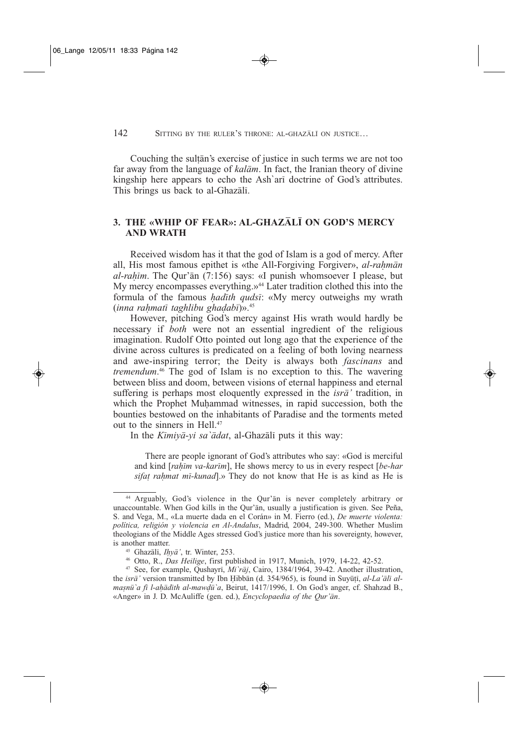Couching the sulṭān's exercise of justice in such terms we are not too far away from the language of *kalām*. In fact, the Iranian theory of divine kingship here appears to echo the Ash`arī doctrine of God's attributes. This brings us back to al-Ghazālī.

## 3. THE «WHIP OF FEAR»: AL-GHAZĀLĪ ON GOD'S MERCY AND WRATH

Received wisdom has it that the god of Islam is a god of mercy. After all, His most famous epithet is «the All-Forgiving Forgiver», *al-raḥmān al-raḥīm*. The Qur'ān (7:156) says: «I punish whomsoever I please, but My mercy encompasses everything.»[44] Later tradition clothed this into the formula of the famous *ḥadīth qudsī*: «My mercy outweighs my wrath (*inna raḥmatī taghlibu ghaḍabī*)».[45]

However, pitching God's mercy against His wrath would hardly be necessary if *both* were not an essential ingredient of the religious imagination. Rudolf Otto pointed out long ago that the experience of the divine across cultures is predicated on a feeling of both loving nearness and awe-inspiring terror; the Deity is always both *fascinans* and *tremendum*.[46] The god of Islam is no exception to this. The wavering between bliss and doom, between visions of eternal happiness and eternal suffering is perhaps most eloquently expressed in the *isrā'* tradition, in which the Prophet Muḥammad witnesses, in rapid succession, both the bounties bestowed on the inhabitants of Paradise and the torments meted out to the sinners in Hell.[47]

In the *Kīmiyā-yi sa`ādat*, al-Ghazālī puts it this way:

> There are people ignorant of God's attributes who say: «God is merciful and kind [*raḥīm va-karīm*], He shows mercy to us in every respect [*be-har sifaṭ raḥmat mī-kunad*].» They do not know that He is as kind as He is

---

[44] Arguably, God's violence in the Qur'ān is never completely arbitrary or unaccountable. When God kills in the Qur'ān, usually a justification is given. See Peña, S. and Vega, M., «La muerte dada en el Corán» in M. Fierro (ed.), *De muerte violenta: política, religión y violencia en Al-Andalus*, Madrid, 2004, 249-300. Whether Muslim theologians of the Middle Ages stressed God's justice more than his sovereignty, however, is another matter.

[45] Ghazālī, *Iḥyā'*, tr. Winter, 253.

[46] Otto, R., *Das Heilige*, first published in 1917, Munich, 1979, 14-22, 42-52.

[47] See, for example, Qushayrī, *Mi`rāj*, Cairo, 1384/1964, 39-42. Another illustration, the *isrā'* version transmitted by Ibn Ḥibbān (d. 354/965), is found in Suyūṭī, *al-La'ālī al-maṣnū`a fī l-aḥādīth al-mawḍū`a*, Beirut, 1417/1996, I. On God's anger, cf. Shahzad B., «Anger» in J. D. McAuliffe (gen. ed.), *Encyclopaedia of the Qur'ān*.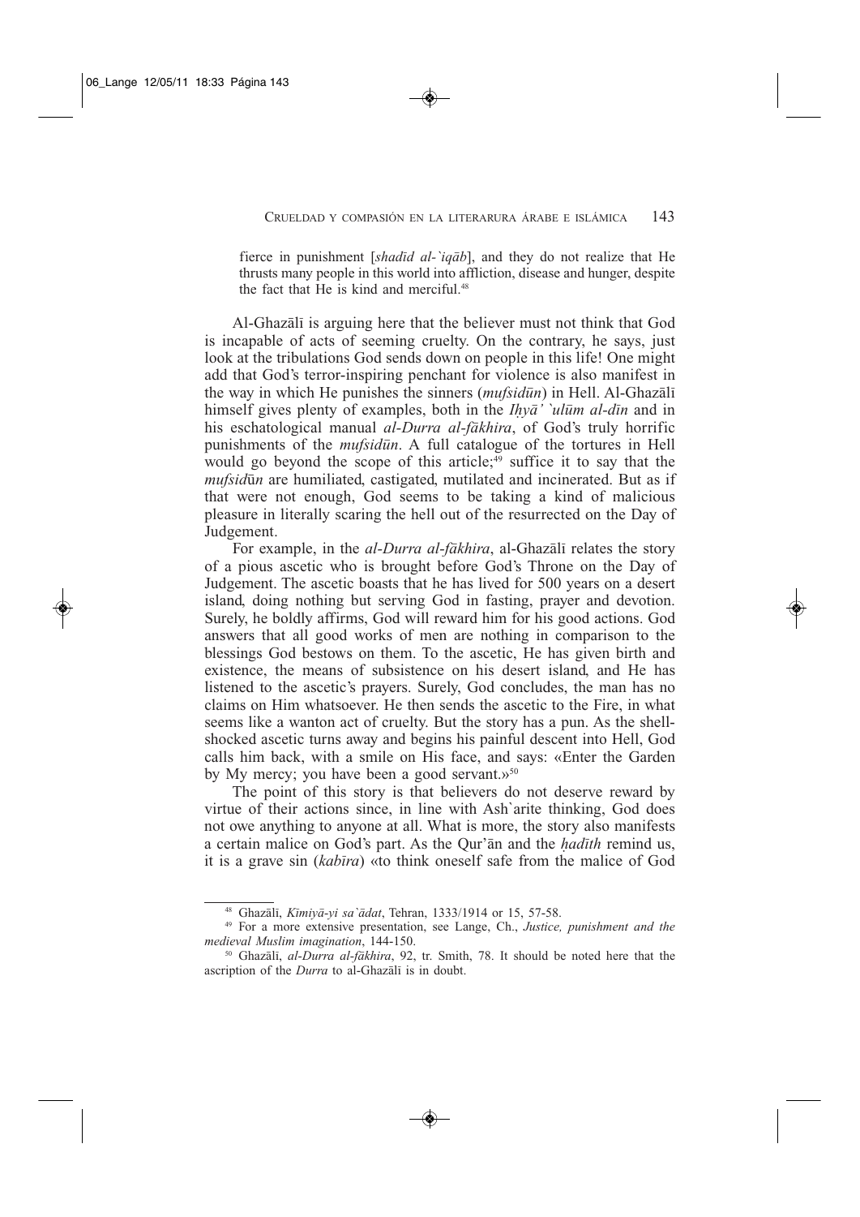fierce in punishment [*shadīd al-`iqāb*], and they do not realize that He thrusts many people in this world into affliction, disease and hunger, despite the fact that He is kind and merciful.[48]

Al-Ghazālī is arguing here that the believer must not think that God is incapable of acts of seeming cruelty. On the contrary, he says, just look at the tribulations God sends down on people in this life! One might add that God's terror-inspiring penchant for violence is also manifest in the way in which He punishes the sinners (*mufsidūn*) in Hell. Al-Ghazālī himself gives plenty of examples, both in the *Iḥyā' `ulūm al-dīn* and in his eschatological manual *al-Durra al-fākhira*, of God's truly horrific punishments of the *mufsidūn*. A full catalogue of the tortures in Hell would go beyond the scope of this article;[49] suffice it to say that the *mufsid*ūn are humiliated, castigated, mutilated and incinerated. But as if that were not enough, God seems to be taking a kind of malicious pleasure in literally scaring the hell out of the resurrected on the Day of Judgement.

For example, in the *al-Durra al-fākhira*, al-Ghazālī relates the story of a pious ascetic who is brought before God's Throne on the Day of Judgement. The ascetic boasts that he has lived for 500 years on a desert island, doing nothing but serving God in fasting, prayer and devotion. Surely, he boldly affirms, God will reward him for his good actions. God answers that all good works of men are nothing in comparison to the blessings God bestows on them. To the ascetic, He has given birth and existence, the means of subsistence on his desert island, and He has listened to the ascetic's prayers. Surely, God concludes, the man has no claims on Him whatsoever. He then sends the ascetic to the Fire, in what seems like a wanton act of cruelty. But the story has a pun. As the shell-shocked ascetic turns away and begins his painful descent into Hell, God calls him back, with a smile on His face, and says: «Enter the Garden by My mercy; you have been a good servant.»[50]

The point of this story is that believers do not deserve reward by virtue of their actions since, in line with Ash`arite thinking, God does not owe anything to anyone at all. What is more, the story also manifests a certain malice on God's part. As the Qur'ān and the *ḥadīth* remind us, it is a grave sin (*kabīra*) «to think oneself safe from the malice of God

---

[48] Ghazālī, *Kīmiyā-yi sa`ādat*, Tehran, 1333/1914 or 15, 57-58.

[49] For a more extensive presentation, see Lange, Ch., *Justice, punishment and the medieval Muslim imagination*, 144-150.

[50] Ghazālī, *al-Durra al-fākhira*, 92, tr. Smith, 78. It should be noted here that the ascription of the *Durra* to al-Ghazālī is in doubt.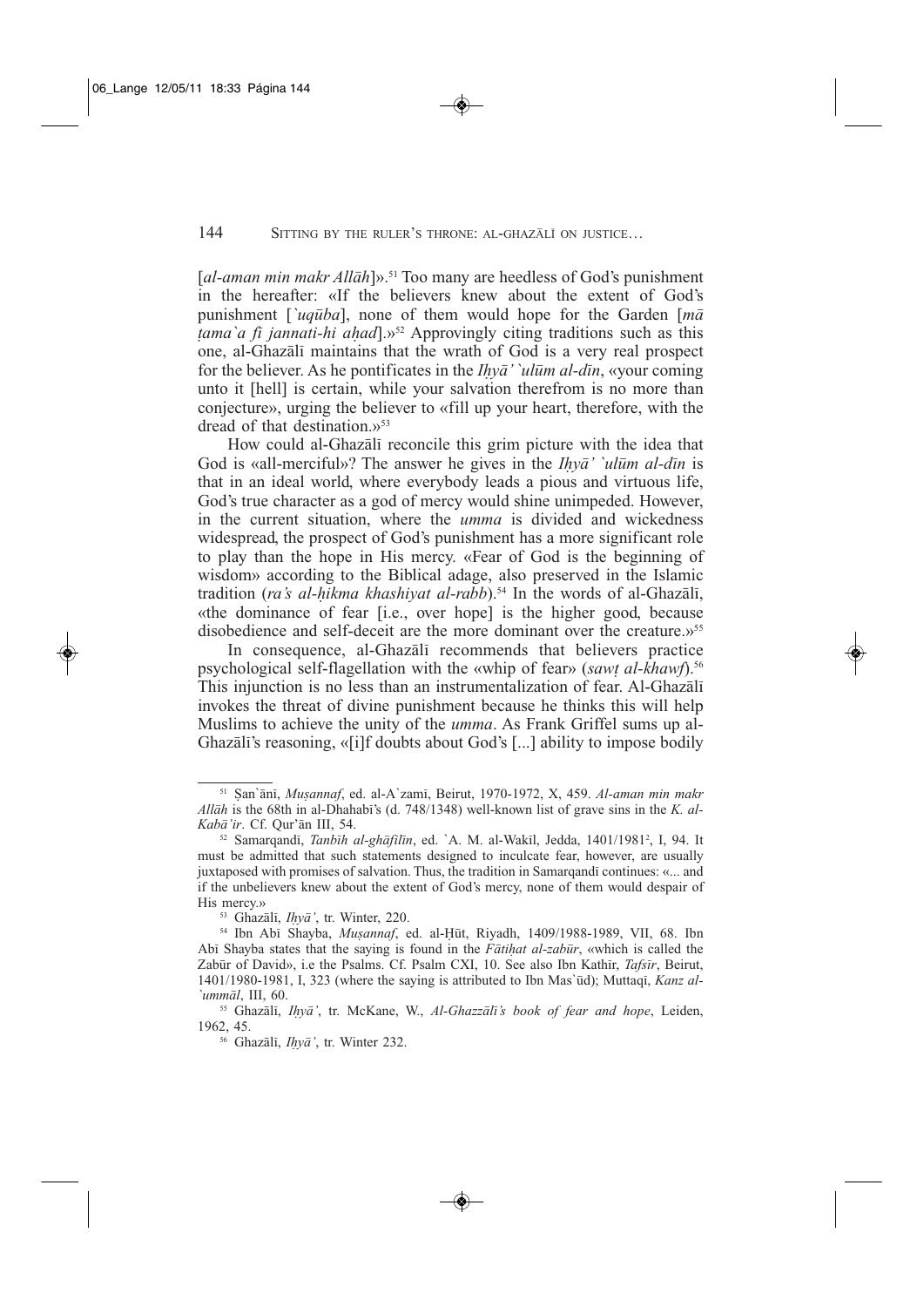[*al-aman min makr Allāh*]».[51] Too many are heedless of God's punishment in the hereafter: «If the believers knew about the extent of God's punishment [*`uqūba*], none of them would hope for the Garden [*mā ṭama`a fī jannati-hi aḥad*].»[52] Approvingly citing traditions such as this one, al-Ghazālī maintains that the wrath of God is a very real prospect for the believer. As he pontificates in the *Iḥyā' `ulūm al-dīn*, «your coming unto it [hell] is certain, while your salvation therefrom is no more than conjecture», urging the believer to «fill up your heart, therefore, with the dread of that destination.»[53]

How could al-Ghazālī reconcile this grim picture with the idea that God is «all-merciful»? The answer he gives in the *Iḥyā' `ulūm al-dīn* is that in an ideal world, where everybody leads a pious and virtuous life, God's true character as a god of mercy would shine unimpeded. However, in the current situation, where the *umma* is divided and wickedness widespread, the prospect of God's punishment has a more significant role to play than the hope in His mercy. «Fear of God is the beginning of wisdom» according to the Biblical adage, also preserved in the Islamic tradition (*ra's al-ḥikma khashiyat al-rabb*).[54] In the words of al-Ghazālī, «the dominance of fear [i.e., over hope] is the higher good, because disobedience and self-deceit are the more dominant over the creature.»[55]

In consequence, al-Ghazālī recommends that believers practice psychological self-flagellation with the «whip of fear» (*sawṭ al-khawf*).[56] This injunction is no less than an instrumentalization of fear. Al-Ghazālī invokes the threat of divine punishment because he thinks this will help Muslims to achieve the unity of the *umma*. As Frank Griffel sums up al-Ghazālī's reasoning, «[i]f doubts about God's [...] ability to impose bodily

---

[51] Ṣan`ānī, *Muṣannaf*, ed. al-A`zamī, Beirut, 1970-1972, X, 459. *Al-aman min makr Allāh* is the 68th in al-Dhahabī's (d. 748/1348) well-known list of grave sins in the *K. al-Kabā'ir*. Cf. Qur'ān III, 54.

[52] Samarqandī, *Tanbīh al-ghāfilīn*, ed. `A. M. al-Wakīl, Jedda, 1401/1981², I, 94. It must be admitted that such statements designed to inculcate fear, however, are usually juxtaposed with promises of salvation. Thus, the tradition in Samarqandī continues: «... and if the unbelievers knew about the extent of God's mercy, none of them would despair of His mercy.»

[53] Ghazālī, *Iḥyā'*, tr. Winter, 220.

[54] Ibn Abī Shayba, *Muṣannaf*, ed. al-Ḥūt, Riyadh, 1409/1988-1989, VII, 68. Ibn Abī Shayba states that the saying is found in the *Fātiḥat al-zabūr*, «which is called the Zabūr of David», i.e the Psalms. Cf. Psalm CXI, 10. See also Ibn Kathīr, *Tafsīr*, Beirut, 1401/1980-1981, I, 323 (where the saying is attributed to Ibn Mas`ūd); Muttaqī, *Kanz al-`ummāl*, III, 60.

[55] Ghazālī, *Iḥyā'*, tr. McKane, W., *Al-Ghazzālī's book of fear and hope*, Leiden, 1962, 45.

[56] Ghazālī, *Iḥyā'*, tr. Winter 232.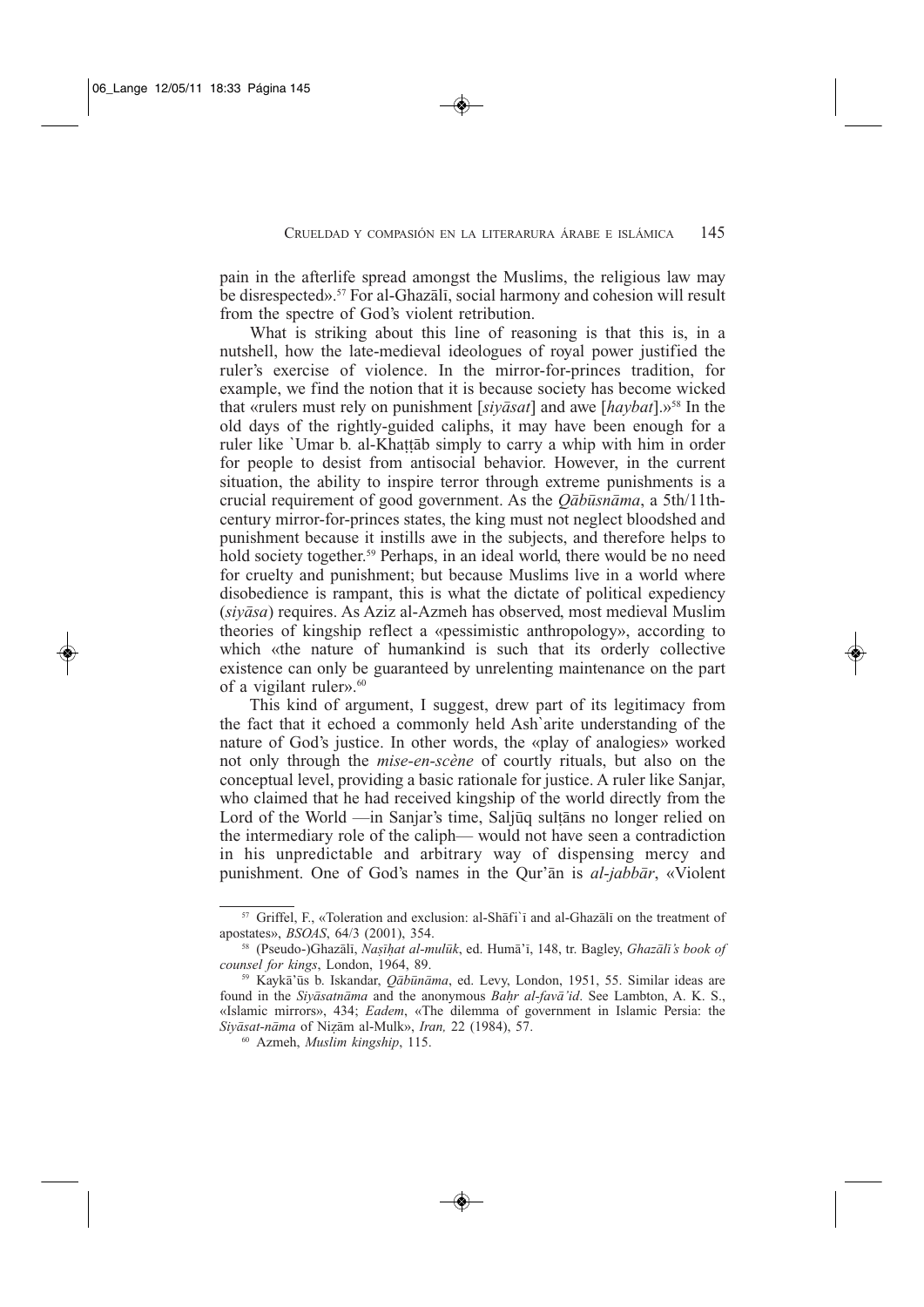pain in the afterlife spread amongst the Muslims, the religious law may be disrespected».[57] For al-Ghazālī, social harmony and cohesion will result from the spectre of God's violent retribution.

What is striking about this line of reasoning is that this is, in a nutshell, how the late-medieval ideologues of royal power justified the ruler's exercise of violence. In the mirror-for-princes tradition, for example, we find the notion that it is because society has become wicked that «rulers must rely on punishment [*siyāsat*] and awe [*haybat*].»[58] In the old days of the rightly-guided caliphs, it may have been enough for a ruler like `Umar b. al-Khaṭṭāb simply to carry a whip with him in order for people to desist from antisocial behavior. However, in the current situation, the ability to inspire terror through extreme punishments is a crucial requirement of good government. As the *Qābūsnāma*, a 5th/11th-century mirror-for-princes states, the king must not neglect bloodshed and punishment because it instills awe in the subjects, and therefore helps to hold society together.[59] Perhaps, in an ideal world, there would be no need for cruelty and punishment; but because Muslims live in a world where disobedience is rampant, this is what the dictate of political expediency (*siyāsa*) requires. As Aziz al-Azmeh has observed, most medieval Muslim theories of kingship reflect a «pessimistic anthropology», according to which «the nature of humankind is such that its orderly collective existence can only be guaranteed by unrelenting maintenance on the part of a vigilant ruler».[60]

This kind of argument, I suggest, drew part of its legitimacy from the fact that it echoed a commonly held Ash`arite understanding of the nature of God's justice. In other words, the «play of analogies» worked not only through the *mise-en-scène* of courtly rituals, but also on the conceptual level, providing a basic rationale for justice. A ruler like Sanjar, who claimed that he had received kingship of the world directly from the Lord of the World —in Sanjar's time, Saljūq sulṭāns no longer relied on the intermediary role of the caliph— would not have seen a contradiction in his unpredictable and arbitrary way of dispensing mercy and punishment. One of God's names in the Qur'ān is *al-jabbār*, «Violent

---

[57] Griffel, F., «Toleration and exclusion: al-Shāfi`ī and al-Ghazālī on the treatment of apostates», *BSOAS*, 64/3 (2001), 354.

[58] (Pseudo-)Ghazālī, *Naṣīḥat al-mulūk*, ed. Humā'ī, 148, tr. Bagley, *Ghazālī's book of counsel for kings*, London, 1964, 89.

[59] Kaykā'ūs b. Iskandar, *Qābūnāma*, ed. Levy, London, 1951, 55. Similar ideas are found in the *Siyāsatnāma* and the anonymous *Baḥr al-favā'id*. See Lambton, A. K. S., «Islamic mirrors», 434; *Eadem*, «The dilemma of government in Islamic Persia: the *Siyāsat-nāma* of Niẓām al-Mulk», *Iran,* 22 (1984), 57.

[60] Azmeh, *Muslim kingship*, 115.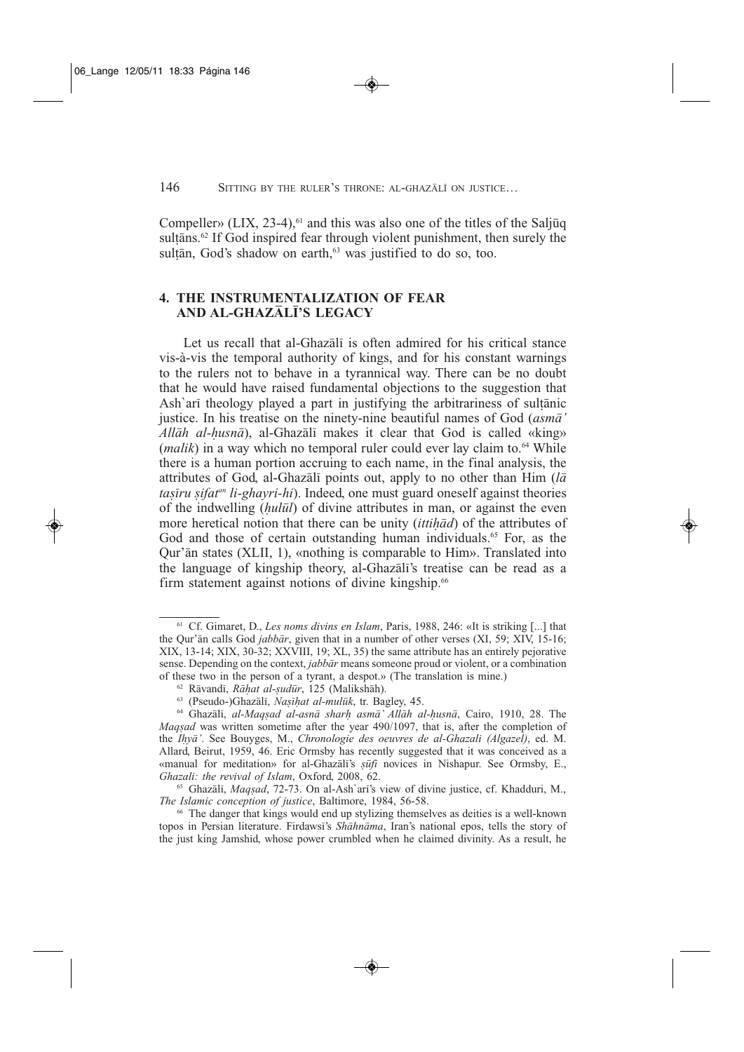Compeller» (LIX, 23-4),[61] and this was also one of the titles of the Saljūq sulṭāns.[62] If God inspired fear through violent punishment, then surely the sulṭān, God's shadow on earth,[63] was justified to do so, too.

## 4. THE INSTRUMENTALIZATION OF FEAR AND AL-GHAZĀLĪ'S LEGACY

Let us recall that al-Ghazālī is often admired for his critical stance vis-à-vis the temporal authority of kings, and for his constant warnings to the rulers not to behave in a tyrannical way. There can be no doubt that he would have raised fundamental objections to the suggestion that Ash`arī theology played a part in justifying the arbitrariness of sulṭānic justice. In his treatise on the ninety-nine beautiful names of God (*asmā' Allāh al-ḥusnā*), al-Ghazālī makes it clear that God is called «king» (*malik*) in a way which no temporal ruler could ever lay claim to.[64] While there is a human portion accruing to each name, in the final analysis, the attributes of God, al-Ghazālī points out, apply to no other than Him (*lā taṣīru ṣifat*[an] *li-ghayri-hi*). Indeed, one must guard oneself against theories of the indwelling (*ḥulūl*) of divine attributes in man, or against the even more heretical notion that there can be unity (*ittiḥād*) of the attributes of God and those of certain outstanding human individuals.[65] For, as the Qur'ān states (XLII, 1), «nothing is comparable to Him». Translated into the language of kingship theory, al-Ghazālī's treatise can be read as a firm statement against notions of divine kingship.[66]

---

[61] Cf. Gimaret, D., *Les noms divins en Islam*, Paris, 1988, 246: «It is striking [...] that the Qur'ān calls God *jabbār*, given that in a number of other verses (XI, 59; XIV, 15-16; XIX, 13-14; XIX, 30-32; XXVIII, 19; XL, 35) the same attribute has an entirely pejorative sense. Depending on the context, *jabbār* means someone proud or violent, or a combination of these two in the person of a tyrant, a despot.» (The translation is mine.)

[62] Rāvandī, *Rāḥat al-ṣudūr*, 125 (Malikshāh).

[63] (Pseudo-)Ghazālī, *Naṣīḥat al-mulūk*, tr. Bagley, 45.

[64] Ghazālī, *al-Maqṣad al-asnā sharḥ asmā' Allāh al-ḥusnā*, Cairo, 1910, 28. The *Maqṣad* was written sometime after the year 490/1097, that is, after the completion of the *Iḥyā'*. See Bouyges, M., *Chronologie des oeuvres de al-Ghazali (Algazel)*, ed. M. Allard, Beirut, 1959, 46. Eric Ormsby has recently suggested that it was conceived as a «manual for meditation» for al-Ghazālī's *ṣūfī* novices in Nishapur. See Ormsby, E., *Ghazali: the revival of Islam*, Oxford, 2008, 62.

[65] Ghazālī, *Maqṣad*, 72-73. On al-Ash`arī's view of divine justice, cf. Khadduri, M., *The Islamic conception of justice*, Baltimore, 1984, 56-58.

[66] The danger that kings would end up stylizing themselves as deities is a well-known topos in Persian literature. Firdawsī's *Shāhnāma*, Iran's national epos, tells the story of the just king Jamshīd, whose power crumbled when he claimed divinity. As a result, he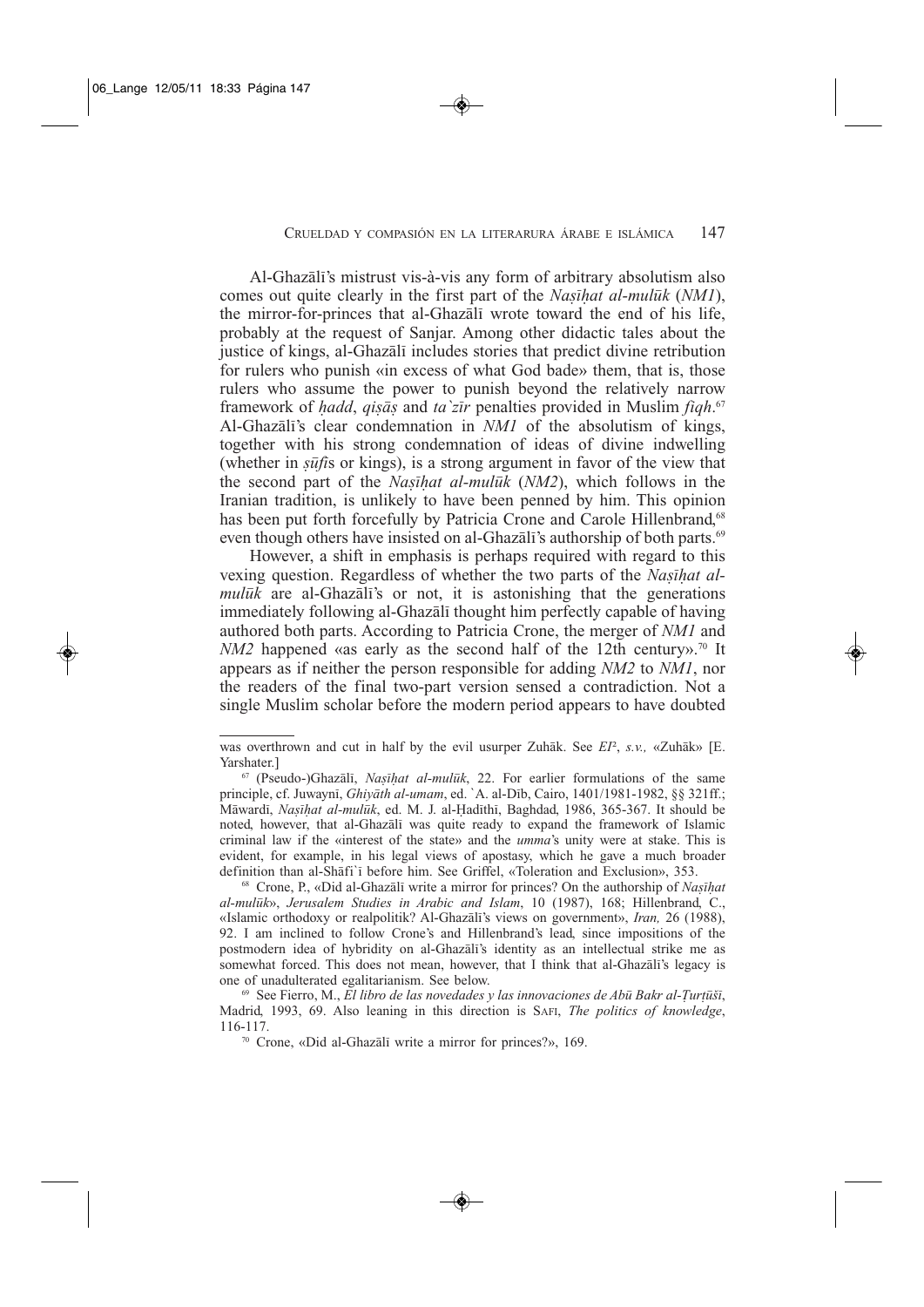Al-Ghazālī's mistrust vis-à-vis any form of arbitrary absolutism also comes out quite clearly in the first part of the *Naṣīḥat al-mulūk* (*NM1*), the mirror-for-princes that al-Ghazālī wrote toward the end of his life, probably at the request of Sanjar. Among other didactic tales about the justice of kings, al-Ghazālī includes stories that predict divine retribution for rulers who punish «in excess of what God bade» them, that is, those rulers who assume the power to punish beyond the relatively narrow framework of *ḥadd*, *qiṣāṣ* and *ta`zīr* penalties provided in Muslim *fiqh*.[67] Al-Ghazālī's clear condemnation in *NM1* of the absolutism of kings, together with his strong condemnation of ideas of divine indwelling (whether in *ṣūfī*s or kings), is a strong argument in favor of the view that the second part of the *Naṣīḥat al-mulūk* (*NM2*), which follows in the Iranian tradition, is unlikely to have been penned by him. This opinion has been put forth forcefully by Patricia Crone and Carole Hillenbrand,[68] even though others have insisted on al-Ghazālī's authorship of both parts.[69]

However, a shift in emphasis is perhaps required with regard to this vexing question. Regardless of whether the two parts of the *Naṣīḥat al-mulūk* are al-Ghazālī's or not, it is astonishing that the generations immediately following al-Ghazālī thought him perfectly capable of having authored both parts. According to Patricia Crone, the merger of *NM1* and *NM2* happened «as early as the second half of the 12th century».[70] It appears as if neither the person responsible for adding *NM2* to *NM1*, nor the readers of the final two-part version sensed a contradiction. Not a single Muslim scholar before the modern period appears to have doubted

---

was overthrown and cut in half by the evil usurper Zuhāk. See *EI²*, *s.v.,* «Zuhāk» [E. Yarshater.]

[67] (Pseudo-)Ghazālī, *Naṣīḥat al-mulūk*, 22. For earlier formulations of the same principle, cf. Juwaynī, *Ghiyāth al-umam*, ed. `A. al-Dīb, Cairo, 1401/1981-1982, §§ 321ff.; Māwardī, *Naṣīḥat al-mulūk*, ed. M. J. al-Ḥadīthī, Baghdad, 1986, 365-367. It should be noted, however, that al-Ghazālī was quite ready to expand the framework of Islamic criminal law if the «interest of the state» and the *umma*'s unity were at stake. This is evident, for example, in his legal views of apostasy, which he gave a much broader definition than al-Shāfi`ī before him. See Griffel, «Toleration and Exclusion», 353.

[68] Crone, P., «Did al-Ghazālī write a mirror for princes? On the authorship of *Naṣīḥat al-mulūk*», *Jerusalem Studies in Arabic and Islam*, 10 (1987), 168; Hillenbrand, C., «Islamic orthodoxy or realpolitik? Al-Ghazālī's views on government», *Iran,* 26 (1988), 92. I am inclined to follow Crone's and Hillenbrand's lead, since impositions of the postmodern idea of hybridity on al-Ghazālī's identity as an intellectual strike me as somewhat forced. This does not mean, however, that I think that al-Ghazālī's legacy is one of unadulterated egalitarianism. See below.

[69] See Fierro, M., *El libro de las novedades y las innovaciones de Abū Bakr al-Ṭurṭūšī*, Madrid, 1993, 69. Also leaning in this direction is Safi, *The politics of knowledge*, 116-117.

[70] Crone, «Did al-Ghazālī write a mirror for princes?», 169.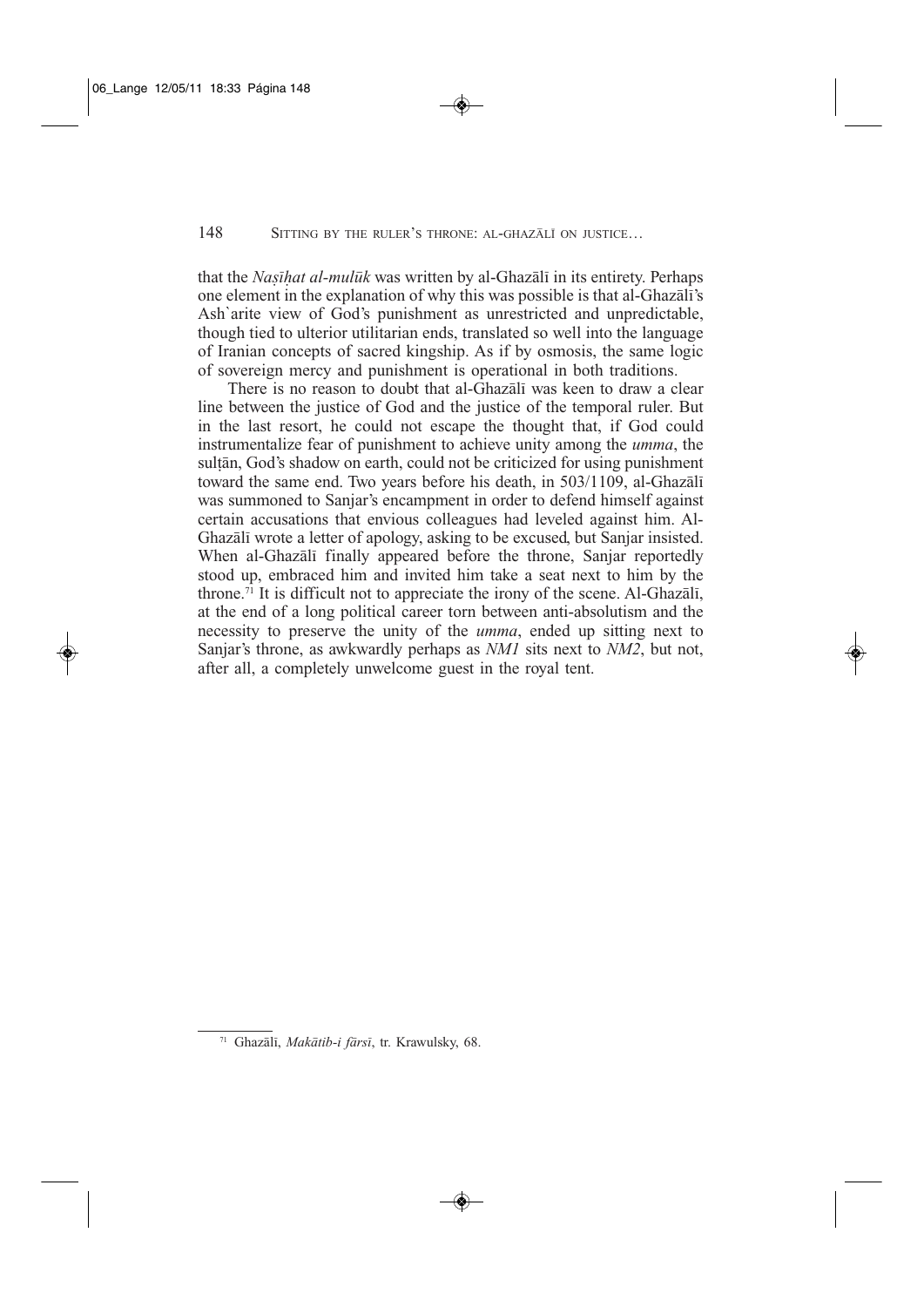that the *Naṣīḥat al-mulūk* was written by al-Ghazālī in its entirety. Perhaps one element in the explanation of why this was possible is that al-Ghazālī's Ash`arite view of God's punishment as unrestricted and unpredictable, though tied to ulterior utilitarian ends, translated so well into the language of Iranian concepts of sacred kingship. As if by osmosis, the same logic of sovereign mercy and punishment is operational in both traditions.

There is no reason to doubt that al-Ghazālī was keen to draw a clear line between the justice of God and the justice of the temporal ruler. But in the last resort, he could not escape the thought that, if God could instrumentalize fear of punishment to achieve unity among the *umma*, the sulṭān, God's shadow on earth, could not be criticized for using punishment toward the same end. Two years before his death, in 503/1109, al-Ghazālī was summoned to Sanjar's encampment in order to defend himself against certain accusations that envious colleagues had leveled against him. Al-Ghazālī wrote a letter of apology, asking to be excused, but Sanjar insisted. When al-Ghazālī finally appeared before the throne, Sanjar reportedly stood up, embraced him and invited him take a seat next to him by the throne.[71] It is difficult not to appreciate the irony of the scene. Al-Ghazālī, at the end of a long political career torn between anti-absolutism and the necessity to preserve the unity of the *umma*, ended up sitting next to Sanjar's throne, as awkwardly perhaps as *NM1* sits next to *NM2*, but not, after all, a completely unwelcome guest in the royal tent.

---

[71] Ghazālī, *Makātib-i fārsī*, tr. Krawulsky, 68.